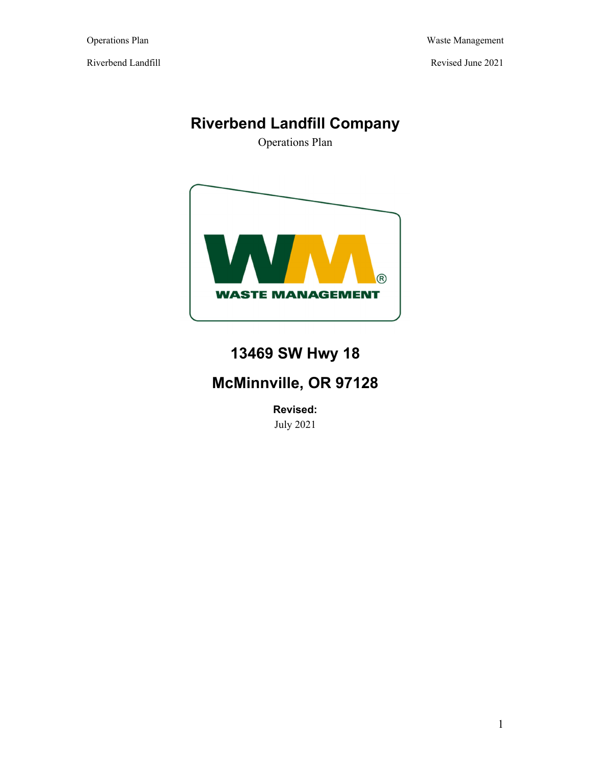# Riverbend Landfill Company

Operations Plan

WASTE MANAGEMENT

## 13469 SW Hwy 18

## McMinnville, OR 97128

**Revised:**

July 2021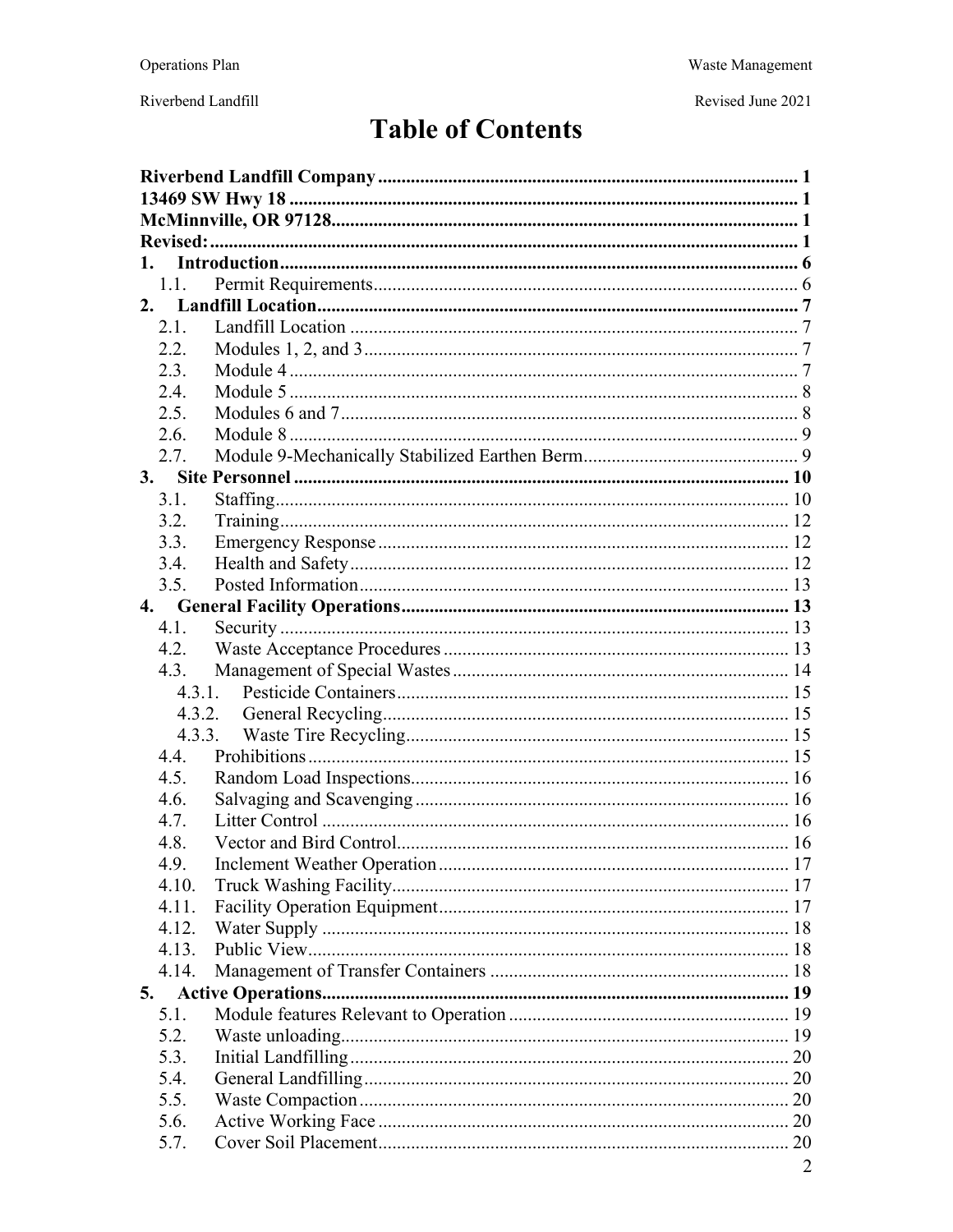# Table of Contents

**Riverbend Landfill Company** ........................................................................................ 1
**13469 SW Hwy 18** ........................................................................................................ 1
**McMinnville, OR 97128** ................................................................................................. 1
**Revised:** .......................................................................................................................... 1
**1. Introduction** ............................................................................................................... 6
1.1. Permit Requirements ...................................................................................................... 6
**2. Landfill Location** ........................................................................................................ 7
2.1. Landfill Location ............................................................................................................ 7
2.2. Modules 1, 2, and 3 ........................................................................................................ 7
2.3. Module 4 ......................................................................................................................... 7
2.4. Module 5 ......................................................................................................................... 8
2.5. Modules 6 and 7 .............................................................................................................. 8
2.6. Module 8 ......................................................................................................................... 9
2.7. Module 9-Mechanically Stabilized Earthen Berm ......................................................... 9
**3. Site Personnel** ........................................................................................................... 10
3.1. Staffing ......................................................................................................................... 10
3.2. Training ........................................................................................................................ 12
3.3. Emergency Response .................................................................................................... 12
3.4. Health and Safety .......................................................................................................... 12
3.5. Posted Information ........................................................................................................ 13
**4. General Facility Operations** ..................................................................................... 13
4.1. Security ......................................................................................................................... 13
4.2. Waste Acceptance Procedures ...................................................................................... 13
4.3. Management of Special Wastes .................................................................................... 14
4.3.1. Pesticide Containers ................................................................................................... 15
4.3.2. General Recycling ...................................................................................................... 15
4.3.3. Waste Tire Recycling ................................................................................................. 15
4.4. Prohibitions ................................................................................................................... 15
4.5. Random Load Inspections ............................................................................................. 16
4.6. Salvaging and Scavenging ............................................................................................ 16
4.7. Litter Control ................................................................................................................ 16
4.8. Vector and Bird Control ................................................................................................ 16
4.9. Inclement Weather Operation ....................................................................................... 17
4.10. Truck Washing Facility ............................................................................................... 17
4.11. Facility Operation Equipment ..................................................................................... 17
4.12. Water Supply .............................................................................................................. 18
4.13. Public View ................................................................................................................. 18
4.14. Management of Transfer Containers .......................................................................... 18
**5. Active Operations** ..................................................................................................... 19
5.1. Module features Relevant to Operation ........................................................................ 19
5.2. Waste unloading ............................................................................................................ 19
5.3. Initial Landfilling .......................................................................................................... 20
5.4. General Landfilling ....................................................................................................... 20
5.5. Waste Compaction ........................................................................................................ 20
5.6. Active Working Face .................................................................................................... 20
5.7. Cover Soil Placement .................................................................................................... 20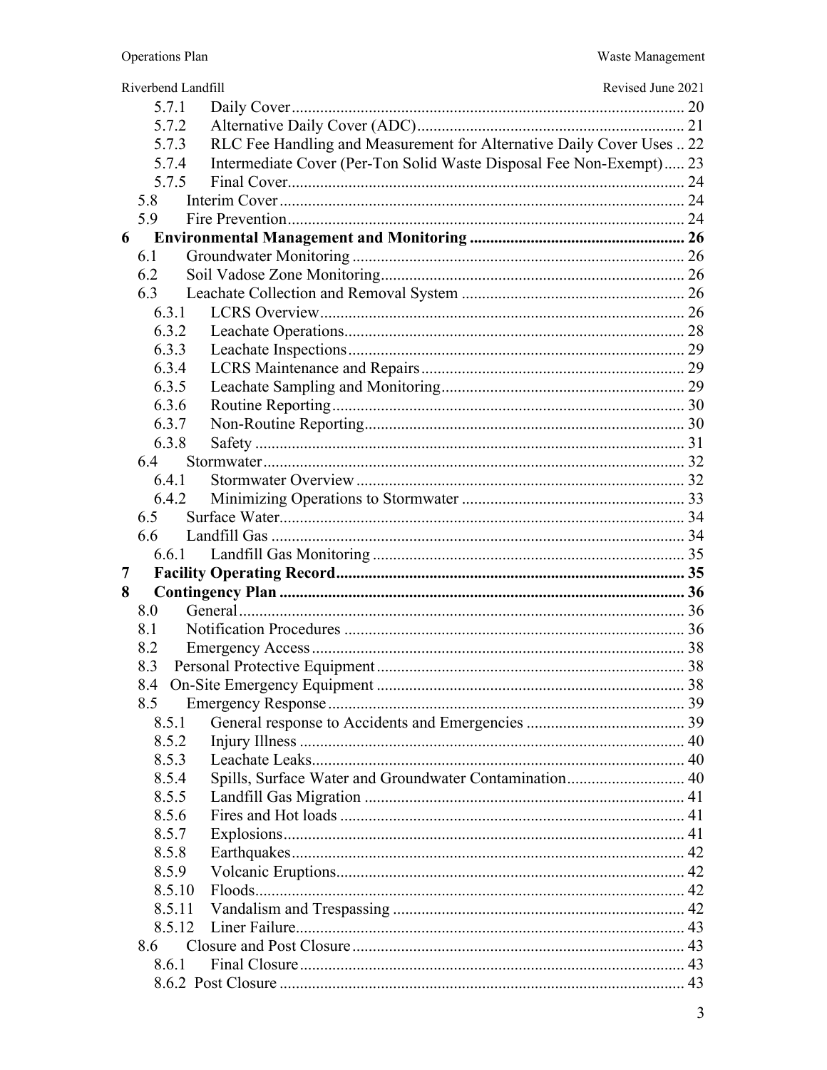- 5.7.1 Daily Cover ........ 20
- 5.7.2 Alternative Daily Cover (ADC) ........ 21
- 5.7.3 RLC Fee Handling and Measurement for Alternative Daily Cover Uses .. 22
- 5.7.4 Intermediate Cover (Per-Ton Solid Waste Disposal Fee Non-Exempt)..... 23
- 5.7.5 Final Cover ........ 24
- 5.8 Interim Cover ........ 24
- 5.9 Fire Prevention ........ 24

**6 Environmental Management and Monitoring ........ 26**

- 6.1 Groundwater Monitoring ........ 26
- 6.2 Soil Vadose Zone Monitoring ........ 26
- 6.3 Leachate Collection and Removal System ........ 26
  - 6.3.1 LCRS Overview ........ 26
  - 6.3.2 Leachate Operations ........ 28
  - 6.3.3 Leachate Inspections ........ 29
  - 6.3.4 LCRS Maintenance and Repairs ........ 29
  - 6.3.5 Leachate Sampling and Monitoring ........ 29
  - 6.3.6 Routine Reporting ........ 30
  - 6.3.7 Non-Routine Reporting ........ 30
  - 6.3.8 Safety ........ 31
- 6.4 Stormwater ........ 32
  - 6.4.1 Stormwater Overview ........ 32
  - 6.4.2 Minimizing Operations to Stormwater ........ 33
- 6.5 Surface Water ........ 34
- 6.6 Landfill Gas ........ 34
  - 6.6.1 Landfill Gas Monitoring ........ 35

**7 Facility Operating Record ........ 35**

**8 Contingency Plan ........ 36**

- 8.0 General ........ 36
- 8.1 Notification Procedures ........ 36
- 8.2 Emergency Access ........ 38
- 8.3 Personal Protective Equipment ........ 38
- 8.4 On-Site Emergency Equipment ........ 38
- 8.5 Emergency Response ........ 39
  - 8.5.1 General response to Accidents and Emergencies ........ 39
  - 8.5.2 Injury Illness ........ 40
  - 8.5.3 Leachate Leaks ........ 40
  - 8.5.4 Spills, Surface Water and Groundwater Contamination ........ 40
  - 8.5.5 Landfill Gas Migration ........ 41
  - 8.5.6 Fires and Hot loads ........ 41
  - 8.5.7 Explosions ........ 41
  - 8.5.8 Earthquakes ........ 42
  - 8.5.9 Volcanic Eruptions ........ 42
  - 8.5.10 Floods ........ 42
  - 8.5.11 Vandalism and Trespassing ........ 42
  - 8.5.12 Liner Failure ........ 43
- 8.6 Closure and Post Closure ........ 43
  - 8.6.1 Final Closure ........ 43
  - 8.6.2 Post Closure ........ 43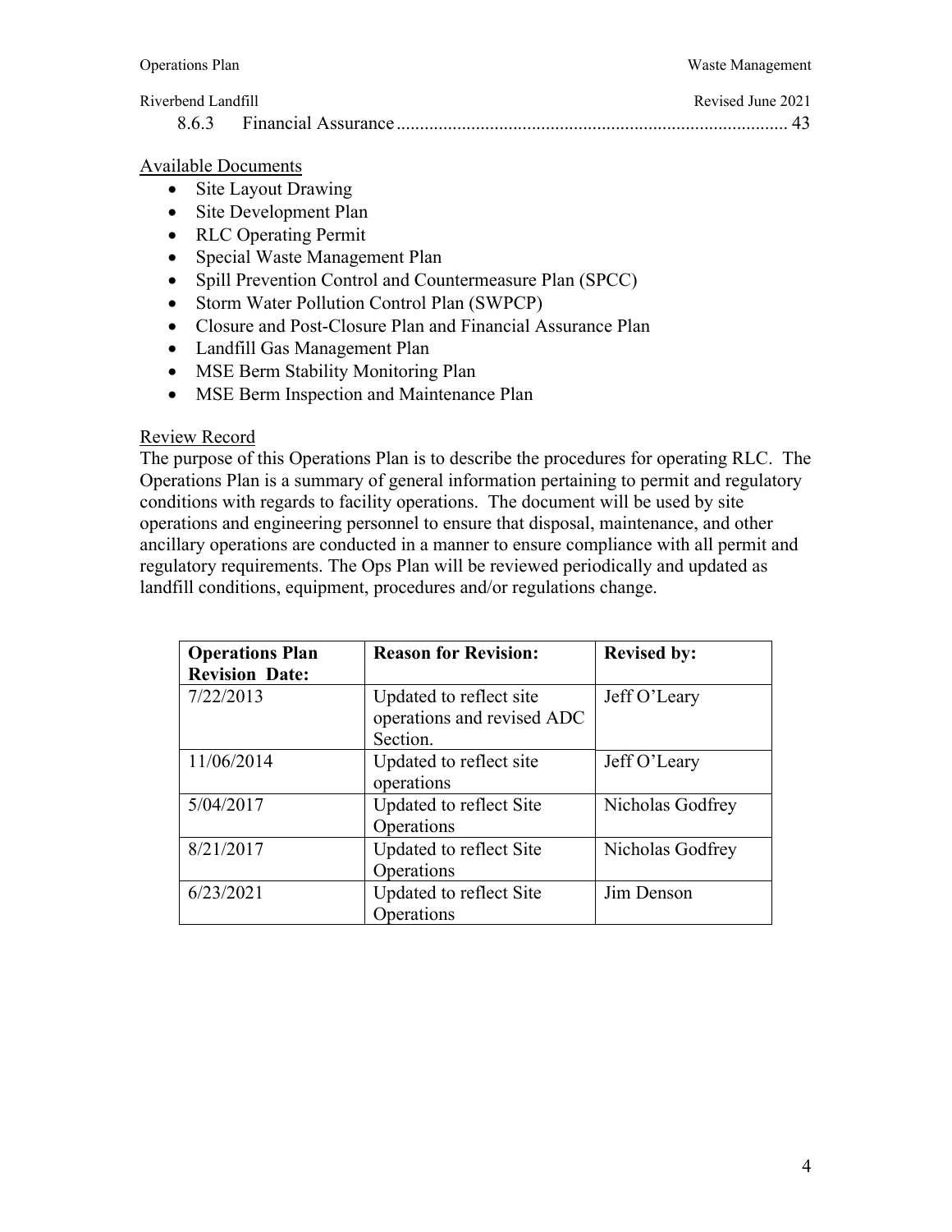8.6.3 Financial Assurance .................................................................................. 43

Available Documents

- Site Layout Drawing
- Site Development Plan
- RLC Operating Permit
- Special Waste Management Plan
- Spill Prevention Control and Countermeasure Plan (SPCC)
- Storm Water Pollution Control Plan (SWPCP)
- Closure and Post-Closure Plan and Financial Assurance Plan
- Landfill Gas Management Plan
- MSE Berm Stability Monitoring Plan
- MSE Berm Inspection and Maintenance Plan

Review Record

The purpose of this Operations Plan is to describe the procedures for operating RLC. The Operations Plan is a summary of general information pertaining to permit and regulatory conditions with regards to facility operations. The document will be used by site operations and engineering personnel to ensure that disposal, maintenance, and other ancillary operations are conducted in a manner to ensure compliance with all permit and regulatory requirements. The Ops Plan will be reviewed periodically and updated as landfill conditions, equipment, procedures and/or regulations change.

| Operations Plan Revision Date: | Reason for Revision: | Revised by: |
|---|---|---|
| 7/22/2013 | Updated to reflect site operations and revised ADC Section. | Jeff O'Leary |
| 11/06/2014 | Updated to reflect site operations | Jeff O'Leary |
| 5/04/2017 | Updated to reflect Site Operations | Nicholas Godfrey |
| 8/21/2017 | Updated to reflect Site Operations | Nicholas Godfrey |
| 6/23/2021 | Updated to reflect Site Operations | Jim Denson |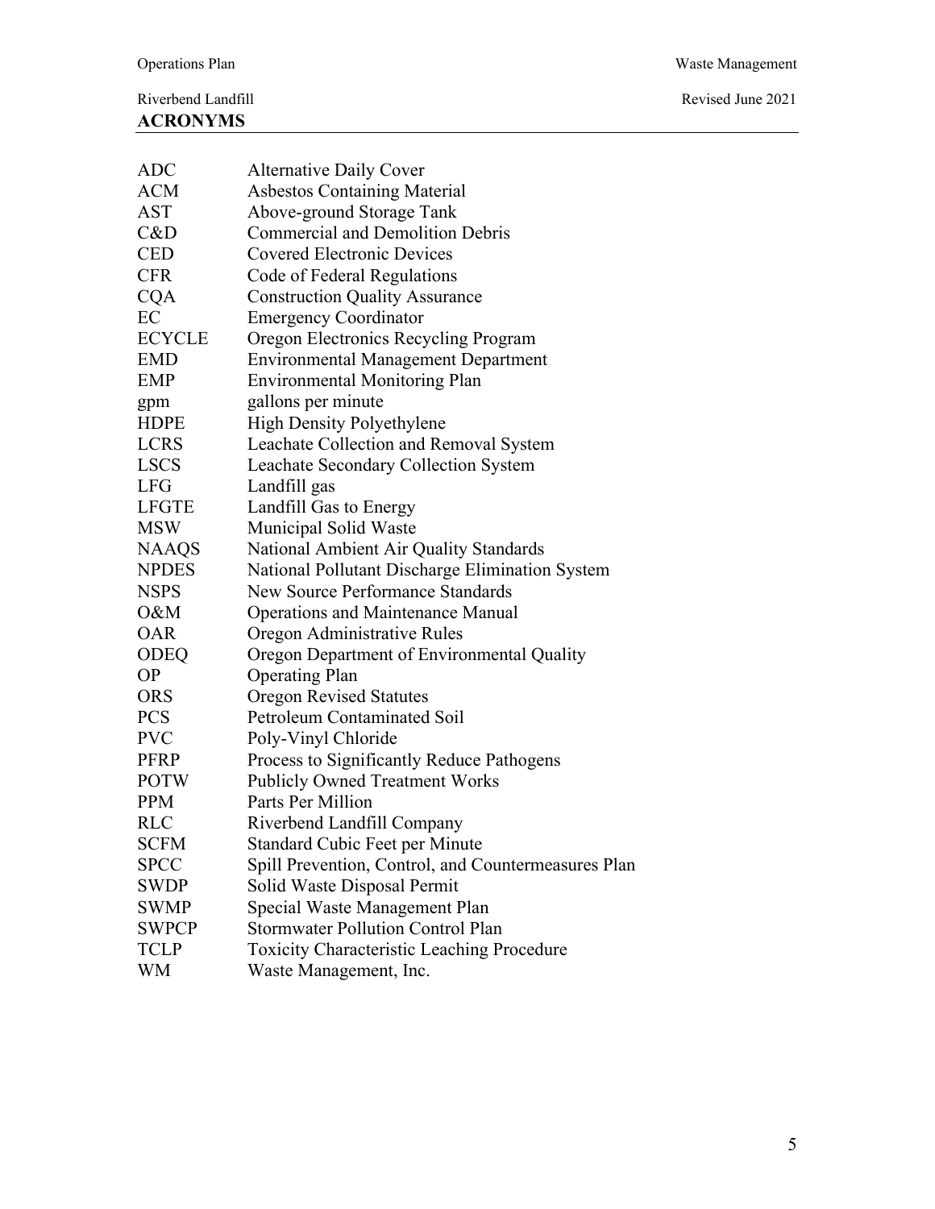# ACRONYMS

| | |
|---|---|
| ADC | Alternative Daily Cover |
| ACM | Asbestos Containing Material |
| AST | Above-ground Storage Tank |
| C&D | Commercial and Demolition Debris |
| CED | Covered Electronic Devices |
| CFR | Code of Federal Regulations |
| CQA | Construction Quality Assurance |
| EC | Emergency Coordinator |
| ECYCLE | Oregon Electronics Recycling Program |
| EMD | Environmental Management Department |
| EMP | Environmental Monitoring Plan |
| gpm | gallons per minute |
| HDPE | High Density Polyethylene |
| LCRS | Leachate Collection and Removal System |
| LSCS | Leachate Secondary Collection System |
| LFG | Landfill gas |
| LFGTE | Landfill Gas to Energy |
| MSW | Municipal Solid Waste |
| NAAQS | National Ambient Air Quality Standards |
| NPDES | National Pollutant Discharge Elimination System |
| NSPS | New Source Performance Standards |
| O&M | Operations and Maintenance Manual |
| OAR | Oregon Administrative Rules |
| ODEQ | Oregon Department of Environmental Quality |
| OP | Operating Plan |
| ORS | Oregon Revised Statutes |
| PCS | Petroleum Contaminated Soil |
| PVC | Poly-Vinyl Chloride |
| PFRP | Process to Significantly Reduce Pathogens |
| POTW | Publicly Owned Treatment Works |
| PPM | Parts Per Million |
| RLC | Riverbend Landfill Company |
| SCFM | Standard Cubic Feet per Minute |
| SPCC | Spill Prevention, Control, and Countermeasures Plan |
| SWDP | Solid Waste Disposal Permit |
| SWMP | Special Waste Management Plan |
| SWPCP | Stormwater Pollution Control Plan |
| TCLP | Toxicity Characteristic Leaching Procedure |
| WM | Waste Management, Inc. |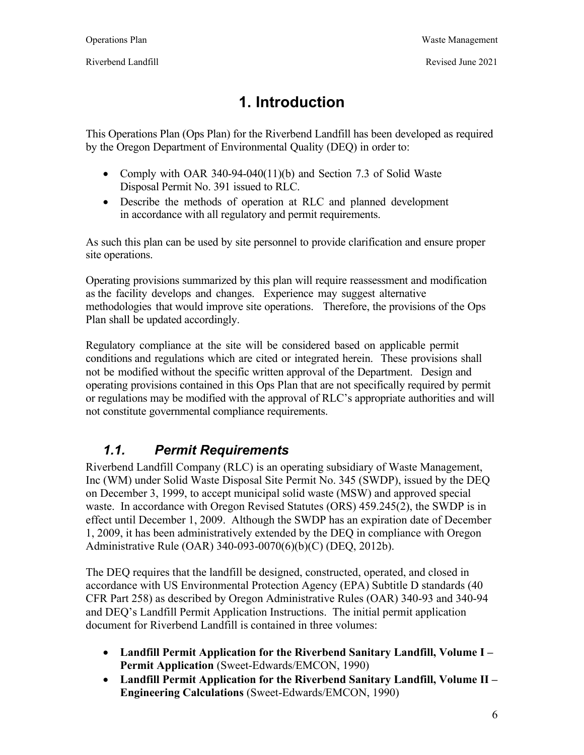# 1. Introduction

This Operations Plan (Ops Plan) for the Riverbend Landfill has been developed as required by the Oregon Department of Environmental Quality (DEQ) in order to:

- Comply with OAR 340-94-040(11)(b) and Section 7.3 of Solid Waste Disposal Permit No. 391 issued to RLC.
- Describe the methods of operation at RLC and planned development in accordance with all regulatory and permit requirements.

As such this plan can be used by site personnel to provide clarification and ensure proper site operations.

Operating provisions summarized by this plan will require reassessment and modification as the facility develops and changes. Experience may suggest alternative methodologies that would improve site operations. Therefore, the provisions of the Ops Plan shall be updated accordingly.

Regulatory compliance at the site will be considered based on applicable permit conditions and regulations which are cited or integrated herein. These provisions shall not be modified without the specific written approval of the Department. Design and operating provisions contained in this Ops Plan that are not specifically required by permit or regulations may be modified with the approval of RLC's appropriate authorities and will not constitute governmental compliance requirements.

## *1.1. Permit Requirements*

Riverbend Landfill Company (RLC) is an operating subsidiary of Waste Management, Inc (WM) under Solid Waste Disposal Site Permit No. 345 (SWDP), issued by the DEQ on December 3, 1999, to accept municipal solid waste (MSW) and approved special waste. In accordance with Oregon Revised Statutes (ORS) 459.245(2), the SWDP is in effect until December 1, 2009. Although the SWDP has an expiration date of December 1, 2009, it has been administratively extended by the DEQ in compliance with Oregon Administrative Rule (OAR) 340-093-0070(6)(b)(C) (DEQ, 2012b).

The DEQ requires that the landfill be designed, constructed, operated, and closed in accordance with US Environmental Protection Agency (EPA) Subtitle D standards (40 CFR Part 258) as described by Oregon Administrative Rules (OAR) 340-93 and 340-94 and DEQ's Landfill Permit Application Instructions. The initial permit application document for Riverbend Landfill is contained in three volumes:

- **Landfill Permit Application for the Riverbend Sanitary Landfill, Volume I – Permit Application** (Sweet-Edwards/EMCON, 1990)
- **Landfill Permit Application for the Riverbend Sanitary Landfill, Volume II – Engineering Calculations** (Sweet-Edwards/EMCON, 1990)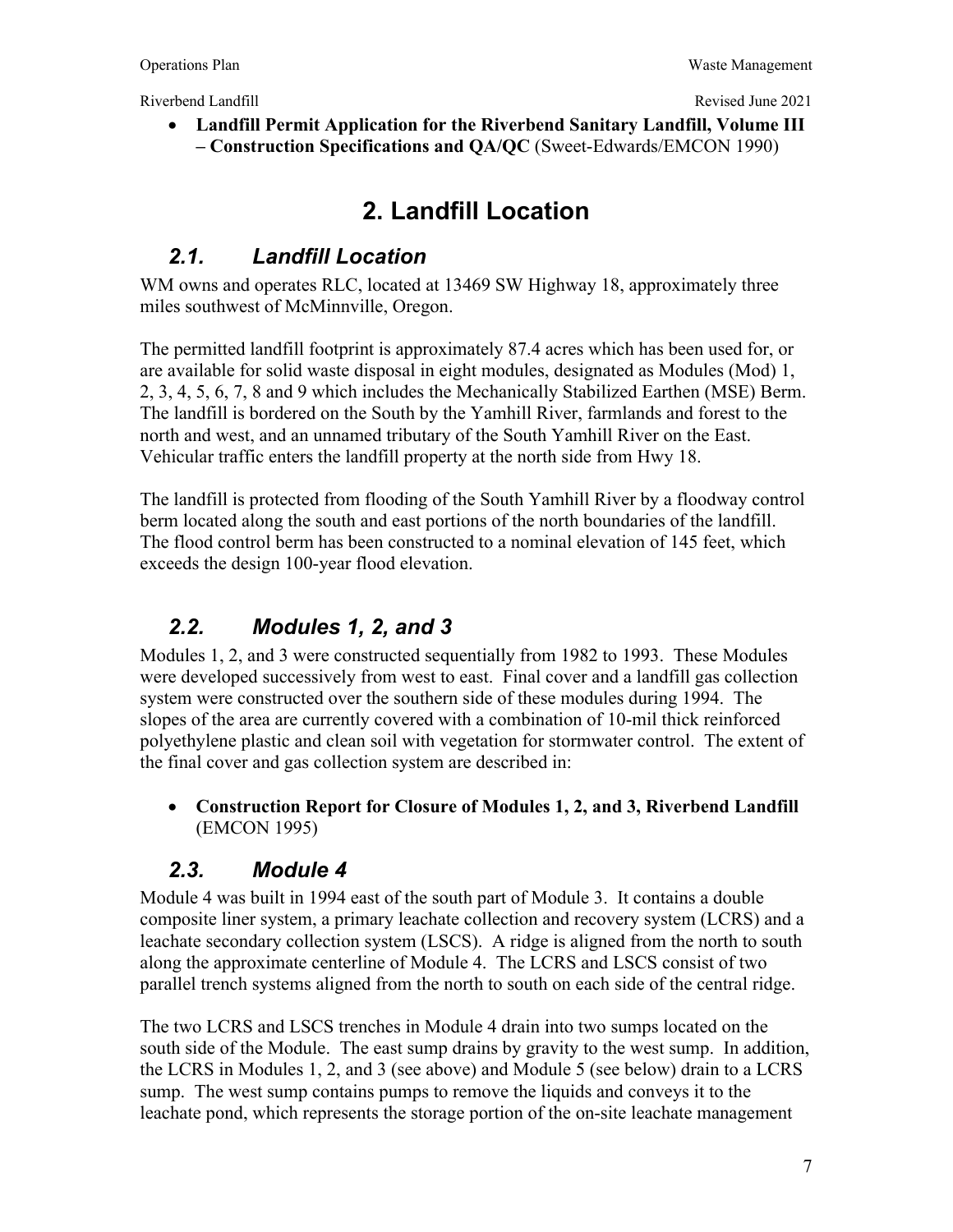- **Landfill Permit Application for the Riverbend Sanitary Landfill, Volume III – Construction Specifications and QA/QC** (Sweet-Edwards/EMCON 1990)

# 2. Landfill Location

## *2.1. Landfill Location*

WM owns and operates RLC, located at 13469 SW Highway 18, approximately three miles southwest of McMinnville, Oregon.

The permitted landfill footprint is approximately 87.4 acres which has been used for, or are available for solid waste disposal in eight modules, designated as Modules (Mod) 1, 2, 3, 4, 5, 6, 7, 8 and 9 which includes the Mechanically Stabilized Earthen (MSE) Berm. The landfill is bordered on the South by the Yamhill River, farmlands and forest to the north and west, and an unnamed tributary of the South Yamhill River on the East. Vehicular traffic enters the landfill property at the north side from Hwy 18.

The landfill is protected from flooding of the South Yamhill River by a floodway control berm located along the south and east portions of the north boundaries of the landfill. The flood control berm has been constructed to a nominal elevation of 145 feet, which exceeds the design 100-year flood elevation.

## *2.2. Modules 1, 2, and 3*

Modules 1, 2, and 3 were constructed sequentially from 1982 to 1993. These Modules were developed successively from west to east. Final cover and a landfill gas collection system were constructed over the southern side of these modules during 1994. The slopes of the area are currently covered with a combination of 10-mil thick reinforced polyethylene plastic and clean soil with vegetation for stormwater control. The extent of the final cover and gas collection system are described in:

- **Construction Report for Closure of Modules 1, 2, and 3, Riverbend Landfill** (EMCON 1995)

## *2.3. Module 4*

Module 4 was built in 1994 east of the south part of Module 3. It contains a double composite liner system, a primary leachate collection and recovery system (LCRS) and a leachate secondary collection system (LSCS). A ridge is aligned from the north to south along the approximate centerline of Module 4. The LCRS and LSCS consist of two parallel trench systems aligned from the north to south on each side of the central ridge.

The two LCRS and LSCS trenches in Module 4 drain into two sumps located on the south side of the Module. The east sump drains by gravity to the west sump. In addition, the LCRS in Modules 1, 2, and 3 (see above) and Module 5 (see below) drain to a LCRS sump. The west sump contains pumps to remove the liquids and conveys it to the leachate pond, which represents the storage portion of the on-site leachate management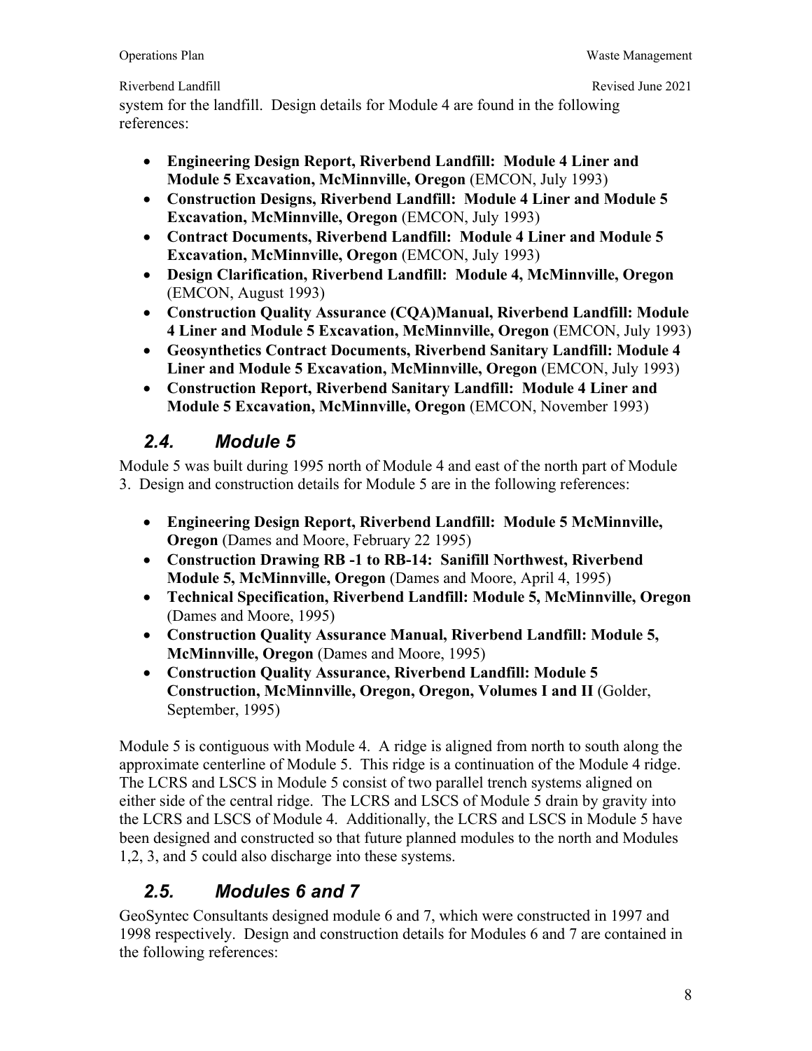system for the landfill. Design details for Module 4 are found in the following references:

- **Engineering Design Report, Riverbend Landfill: Module 4 Liner and Module 5 Excavation, McMinnville, Oregon** (EMCON, July 1993)
- **Construction Designs, Riverbend Landfill: Module 4 Liner and Module 5 Excavation, McMinnville, Oregon** (EMCON, July 1993)
- **Contract Documents, Riverbend Landfill: Module 4 Liner and Module 5 Excavation, McMinnville, Oregon** (EMCON, July 1993)
- **Design Clarification, Riverbend Landfill: Module 4, McMinnville, Oregon** (EMCON, August 1993)
- **Construction Quality Assurance (CQA)Manual, Riverbend Landfill: Module 4 Liner and Module 5 Excavation, McMinnville, Oregon** (EMCON, July 1993)
- **Geosynthetics Contract Documents, Riverbend Sanitary Landfill: Module 4 Liner and Module 5 Excavation, McMinnville, Oregon** (EMCON, July 1993)
- **Construction Report, Riverbend Sanitary Landfill: Module 4 Liner and Module 5 Excavation, McMinnville, Oregon** (EMCON, November 1993)

## *2.4. Module 5*

Module 5 was built during 1995 north of Module 4 and east of the north part of Module 3. Design and construction details for Module 5 are in the following references:

- **Engineering Design Report, Riverbend Landfill: Module 5 McMinnville, Oregon** (Dames and Moore, February 22 1995)
- **Construction Drawing RB -1 to RB-14: Sanifill Northwest, Riverbend Module 5, McMinnville, Oregon** (Dames and Moore, April 4, 1995)
- **Technical Specification, Riverbend Landfill: Module 5, McMinnville, Oregon** (Dames and Moore, 1995)
- **Construction Quality Assurance Manual, Riverbend Landfill: Module 5, McMinnville, Oregon** (Dames and Moore, 1995)
- **Construction Quality Assurance, Riverbend Landfill: Module 5 Construction, McMinnville, Oregon, Oregon, Volumes I and II** (Golder, September, 1995)

Module 5 is contiguous with Module 4. A ridge is aligned from north to south along the approximate centerline of Module 5. This ridge is a continuation of the Module 4 ridge. The LCRS and LSCS in Module 5 consist of two parallel trench systems aligned on either side of the central ridge. The LCRS and LSCS of Module 5 drain by gravity into the LCRS and LSCS of Module 4. Additionally, the LCRS and LSCS in Module 5 have been designed and constructed so that future planned modules to the north and Modules 1,2, 3, and 5 could also discharge into these systems.

## *2.5. Modules 6 and 7*

GeoSyntec Consultants designed module 6 and 7, which were constructed in 1997 and 1998 respectively. Design and construction details for Modules 6 and 7 are contained in the following references: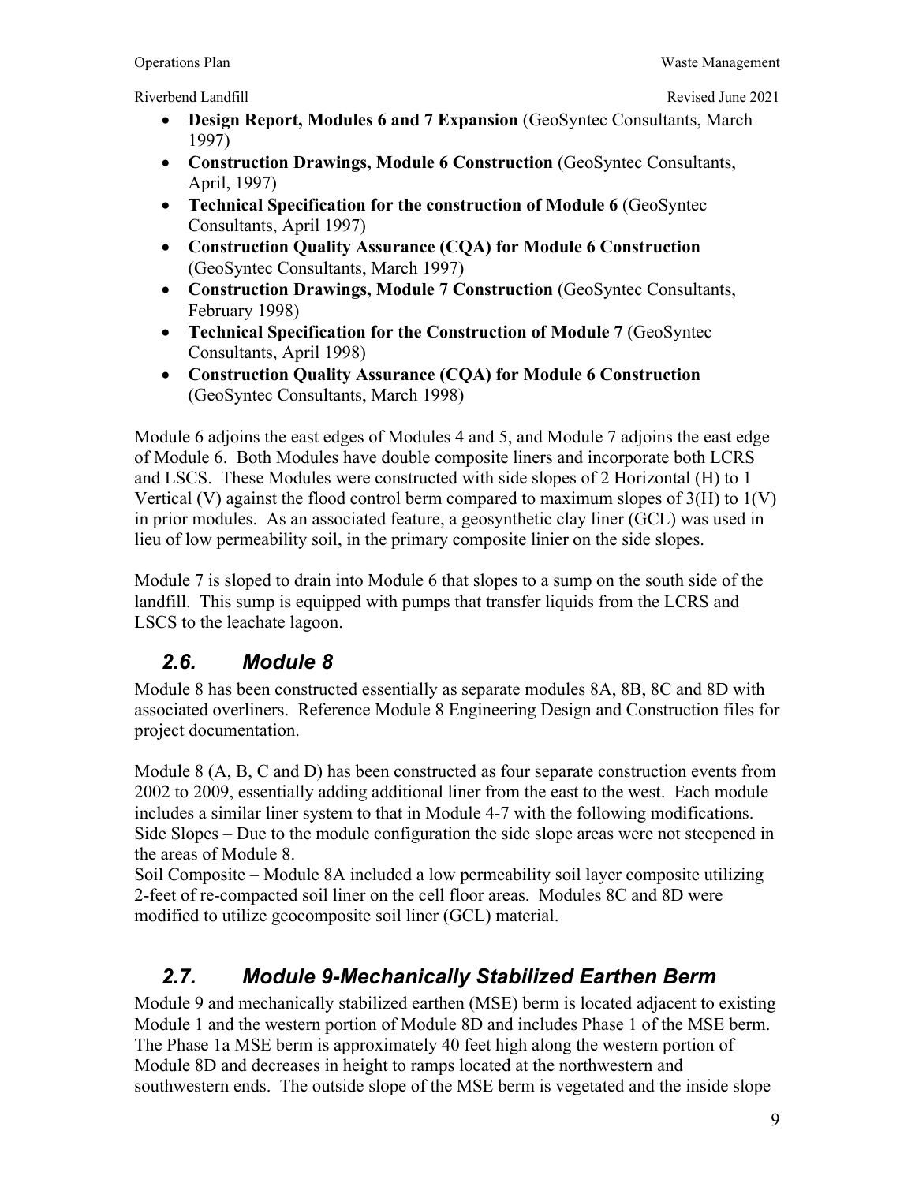- **Design Report, Modules 6 and 7 Expansion** (GeoSyntec Consultants, March 1997)
- **Construction Drawings, Module 6 Construction** (GeoSyntec Consultants, April, 1997)
- **Technical Specification for the construction of Module 6** (GeoSyntec Consultants, April 1997)
- **Construction Quality Assurance (CQA) for Module 6 Construction** (GeoSyntec Consultants, March 1997)
- **Construction Drawings, Module 7 Construction** (GeoSyntec Consultants, February 1998)
- **Technical Specification for the Construction of Module 7** (GeoSyntec Consultants, April 1998)
- **Construction Quality Assurance (CQA) for Module 6 Construction** (GeoSyntec Consultants, March 1998)

Module 6 adjoins the east edges of Modules 4 and 5, and Module 7 adjoins the east edge of Module 6. Both Modules have double composite liners and incorporate both LCRS and LSCS. These Modules were constructed with side slopes of 2 Horizontal (H) to 1 Vertical (V) against the flood control berm compared to maximum slopes of 3(H) to 1(V) in prior modules. As an associated feature, a geosynthetic clay liner (GCL) was used in lieu of low permeability soil, in the primary composite linier on the side slopes.

Module 7 is sloped to drain into Module 6 that slopes to a sump on the south side of the landfill. This sump is equipped with pumps that transfer liquids from the LCRS and LSCS to the leachate lagoon.

## *2.6. Module 8*

Module 8 has been constructed essentially as separate modules 8A, 8B, 8C and 8D with associated overliners. Reference Module 8 Engineering Design and Construction files for project documentation.

Module 8 (A, B, C and D) has been constructed as four separate construction events from 2002 to 2009, essentially adding additional liner from the east to the west. Each module includes a similar liner system to that in Module 4-7 with the following modifications.
Side Slopes – Due to the module configuration the side slope areas were not steepened in the areas of Module 8.
Soil Composite – Module 8A included a low permeability soil layer composite utilizing 2-feet of re-compacted soil liner on the cell floor areas. Modules 8C and 8D were modified to utilize geocomposite soil liner (GCL) material.

## *2.7. Module 9-Mechanically Stabilized Earthen Berm*

Module 9 and mechanically stabilized earthen (MSE) berm is located adjacent to existing Module 1 and the western portion of Module 8D and includes Phase 1 of the MSE berm. The Phase 1a MSE berm is approximately 40 feet high along the western portion of Module 8D and decreases in height to ramps located at the northwestern and southwestern ends. The outside slope of the MSE berm is vegetated and the inside slope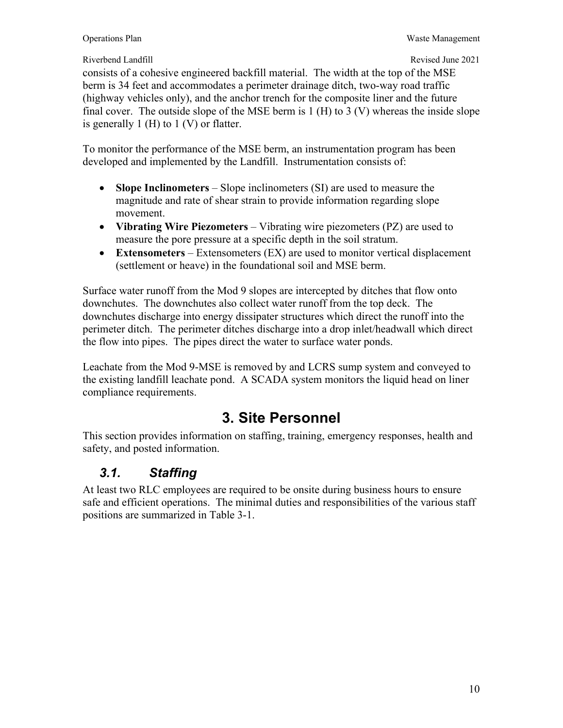consists of a cohesive engineered backfill material. The width at the top of the MSE berm is 34 feet and accommodates a perimeter drainage ditch, two-way road traffic (highway vehicles only), and the anchor trench for the composite liner and the future final cover. The outside slope of the MSE berm is 1 (H) to 3 (V) whereas the inside slope is generally 1 (H) to 1 (V) or flatter.

To monitor the performance of the MSE berm, an instrumentation program has been developed and implemented by the Landfill. Instrumentation consists of:

- **Slope Inclinometers** – Slope inclinometers (SI) are used to measure the magnitude and rate of shear strain to provide information regarding slope movement.
- **Vibrating Wire Piezometers** – Vibrating wire piezometers (PZ) are used to measure the pore pressure at a specific depth in the soil stratum.
- **Extensometers** – Extensometers (EX) are used to monitor vertical displacement (settlement or heave) in the foundational soil and MSE berm.

Surface water runoff from the Mod 9 slopes are intercepted by ditches that flow onto downchutes. The downchutes also collect water runoff from the top deck. The downchutes discharge into energy dissipater structures which direct the runoff into the perimeter ditch. The perimeter ditches discharge into a drop inlet/headwall which direct the flow into pipes. The pipes direct the water to surface water ponds.

Leachate from the Mod 9-MSE is removed by and LCRS sump system and conveyed to the existing landfill leachate pond. A SCADA system monitors the liquid head on liner compliance requirements.

# 3. Site Personnel

This section provides information on staffing, training, emergency responses, health and safety, and posted information.

## *3.1. Staffing*

At least two RLC employees are required to be onsite during business hours to ensure safe and efficient operations. The minimal duties and responsibilities of the various staff positions are summarized in Table 3-1.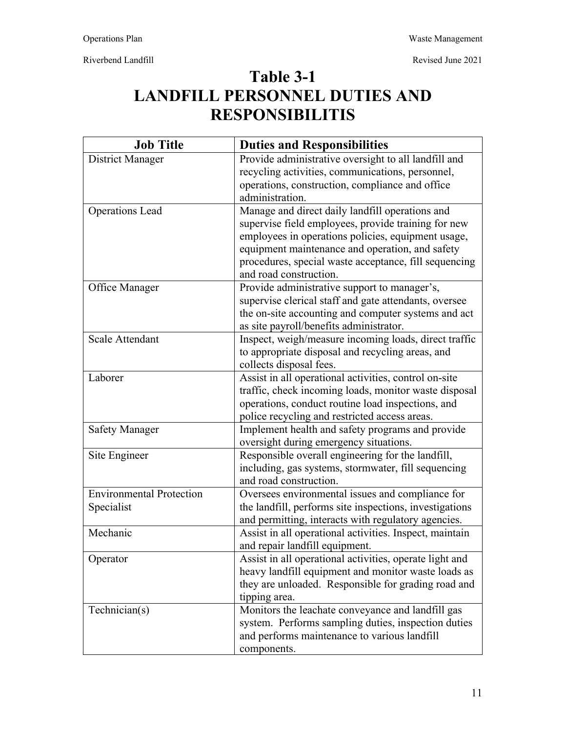# Table 3-1
# LANDFILL PERSONNEL DUTIES AND RESPONSIBILITIS

| Job Title | Duties and Responsibilities |
|---|---|
| District Manager | Provide administrative oversight to all landfill and recycling activities, communications, personnel, operations, construction, compliance and office administration. |
| Operations Lead | Manage and direct daily landfill operations and supervise field employees, provide training for new employees in operations policies, equipment usage, equipment maintenance and operation, and safety procedures, special waste acceptance, fill sequencing and road construction. |
| Office Manager | Provide administrative support to manager's, supervise clerical staff and gate attendants, oversee the on-site accounting and computer systems and act as site payroll/benefits administrator. |
| Scale Attendant | Inspect, weigh/measure incoming loads, direct traffic to appropriate disposal and recycling areas, and collects disposal fees. |
| Laborer | Assist in all operational activities, control on-site traffic, check incoming loads, monitor waste disposal operations, conduct routine load inspections, and police recycling and restricted access areas. |
| Safety Manager | Implement health and safety programs and provide oversight during emergency situations. |
| Site Engineer | Responsible overall engineering for the landfill, including, gas systems, stormwater, fill sequencing and road construction. |
| Environmental Protection Specialist | Oversees environmental issues and compliance for the landfill, performs site inspections, investigations and permitting, interacts with regulatory agencies. |
| Mechanic | Assist in all operational activities. Inspect, maintain and repair landfill equipment. |
| Operator | Assist in all operational activities, operate light and heavy landfill equipment and monitor waste loads as they are unloaded. Responsible for grading road and tipping area. |
| Technician(s) | Monitors the leachate conveyance and landfill gas system. Performs sampling duties, inspection duties and performs maintenance to various landfill components. |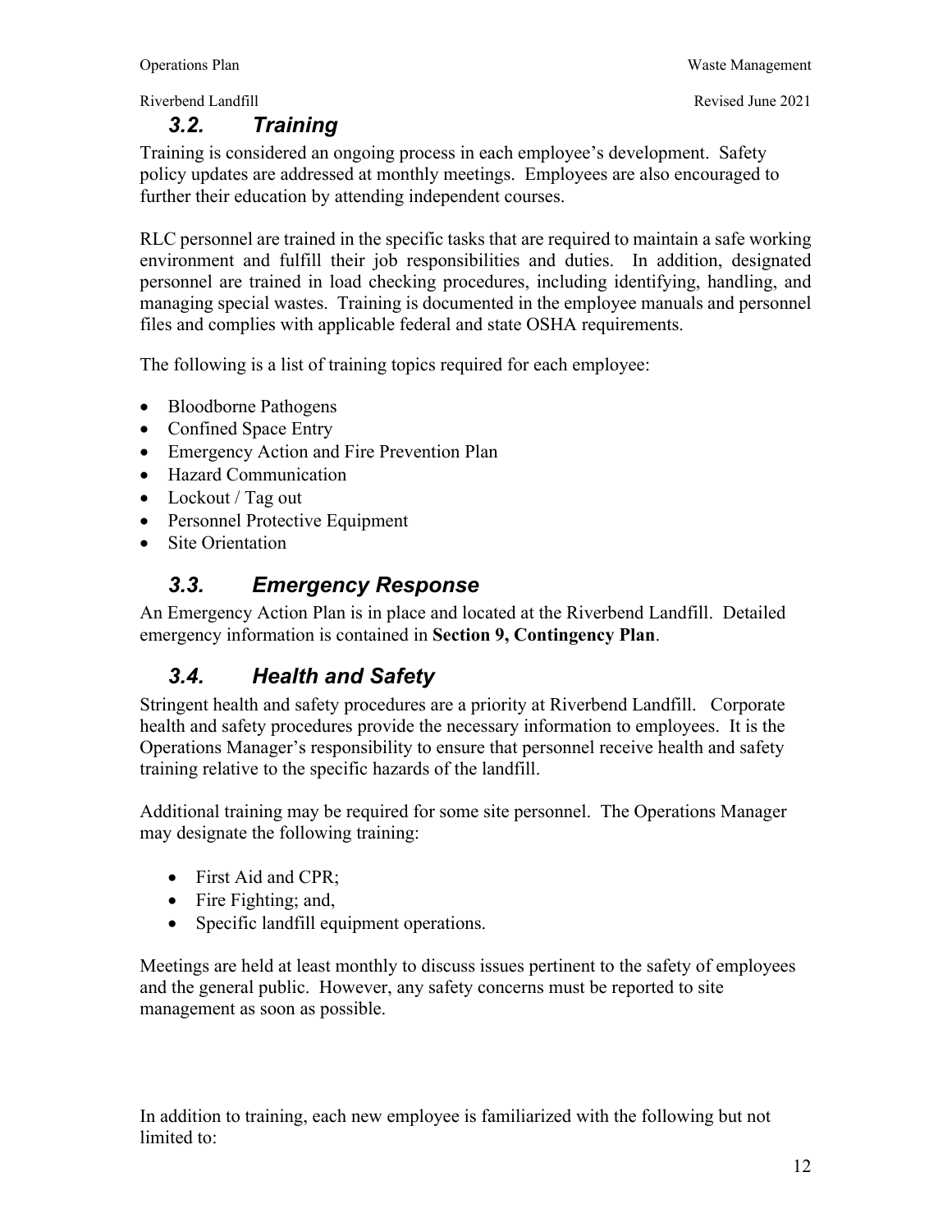## 3.2. Training

Training is considered an ongoing process in each employee's development. Safety policy updates are addressed at monthly meetings. Employees are also encouraged to further their education by attending independent courses.

RLC personnel are trained in the specific tasks that are required to maintain a safe working environment and fulfill their job responsibilities and duties. In addition, designated personnel are trained in load checking procedures, including identifying, handling, and managing special wastes. Training is documented in the employee manuals and personnel files and complies with applicable federal and state OSHA requirements.

The following is a list of training topics required for each employee:

- Bloodborne Pathogens
- Confined Space Entry
- Emergency Action and Fire Prevention Plan
- Hazard Communication
- Lockout / Tag out
- Personnel Protective Equipment
- Site Orientation

## 3.3. Emergency Response

An Emergency Action Plan is in place and located at the Riverbend Landfill. Detailed emergency information is contained in **Section 9, Contingency Plan**.

## 3.4. Health and Safety

Stringent health and safety procedures are a priority at Riverbend Landfill. Corporate health and safety procedures provide the necessary information to employees. It is the Operations Manager's responsibility to ensure that personnel receive health and safety training relative to the specific hazards of the landfill.

Additional training may be required for some site personnel. The Operations Manager may designate the following training:

- First Aid and CPR;
- Fire Fighting; and,
- Specific landfill equipment operations.

Meetings are held at least monthly to discuss issues pertinent to the safety of employees and the general public. However, any safety concerns must be reported to site management as soon as possible.

In addition to training, each new employee is familiarized with the following but not limited to: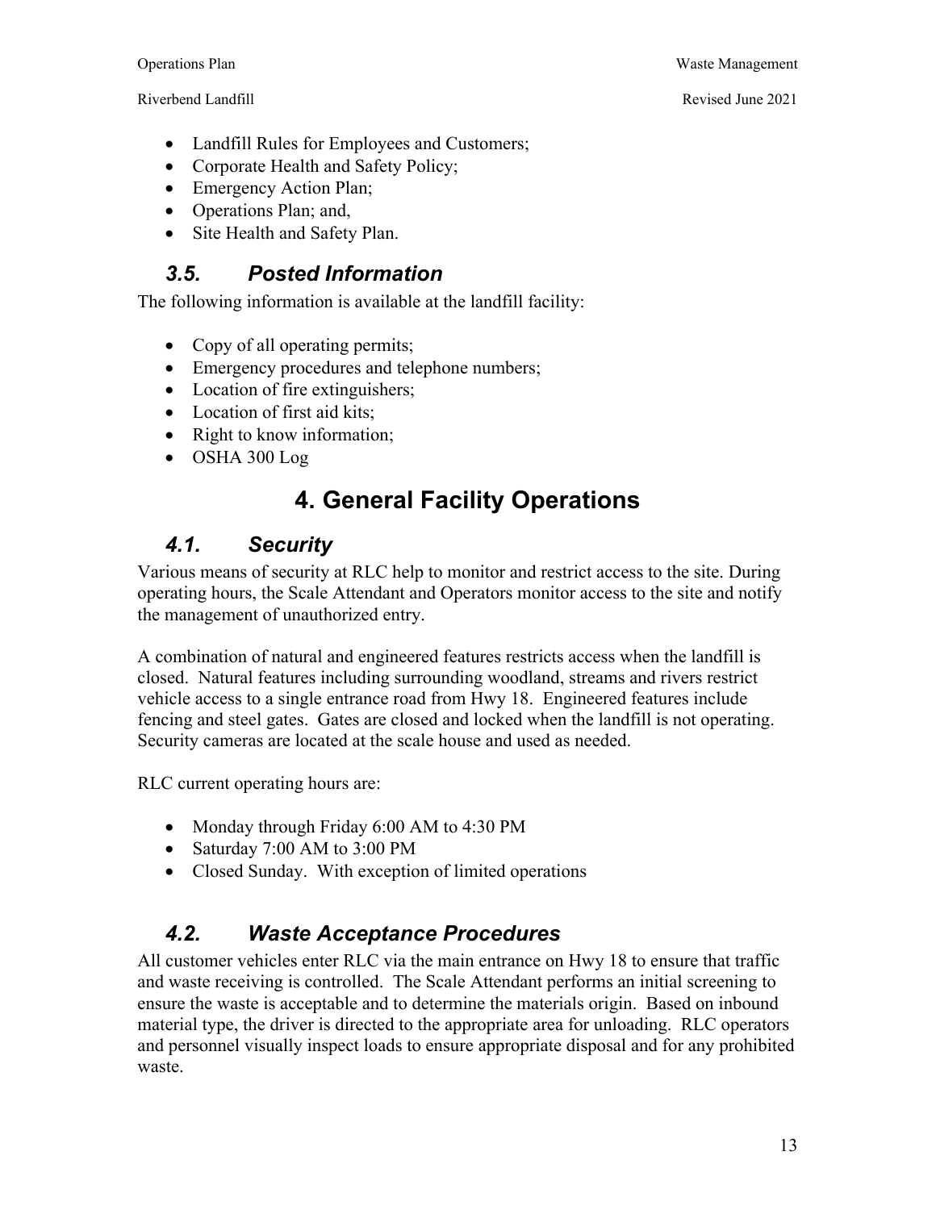- Landfill Rules for Employees and Customers;
- Corporate Health and Safety Policy;
- Emergency Action Plan;
- Operations Plan; and,
- Site Health and Safety Plan.

### *3.5. Posted Information*

The following information is available at the landfill facility:

- Copy of all operating permits;
- Emergency procedures and telephone numbers;
- Location of fire extinguishers;
- Location of first aid kits;
- Right to know information;
- OSHA 300 Log

# 4. General Facility Operations

### *4.1. Security*

Various means of security at RLC help to monitor and restrict access to the site. During operating hours, the Scale Attendant and Operators monitor access to the site and notify the management of unauthorized entry.

A combination of natural and engineered features restricts access when the landfill is closed. Natural features including surrounding woodland, streams and rivers restrict vehicle access to a single entrance road from Hwy 18. Engineered features include fencing and steel gates. Gates are closed and locked when the landfill is not operating. Security cameras are located at the scale house and used as needed.

RLC current operating hours are:

- Monday through Friday 6:00 AM to 4:30 PM
- Saturday 7:00 AM to 3:00 PM
- Closed Sunday. With exception of limited operations

### *4.2. Waste Acceptance Procedures*

All customer vehicles enter RLC via the main entrance on Hwy 18 to ensure that traffic and waste receiving is controlled. The Scale Attendant performs an initial screening to ensure the waste is acceptable and to determine the materials origin. Based on inbound material type, the driver is directed to the appropriate area for unloading. RLC operators and personnel visually inspect loads to ensure appropriate disposal and for any prohibited waste.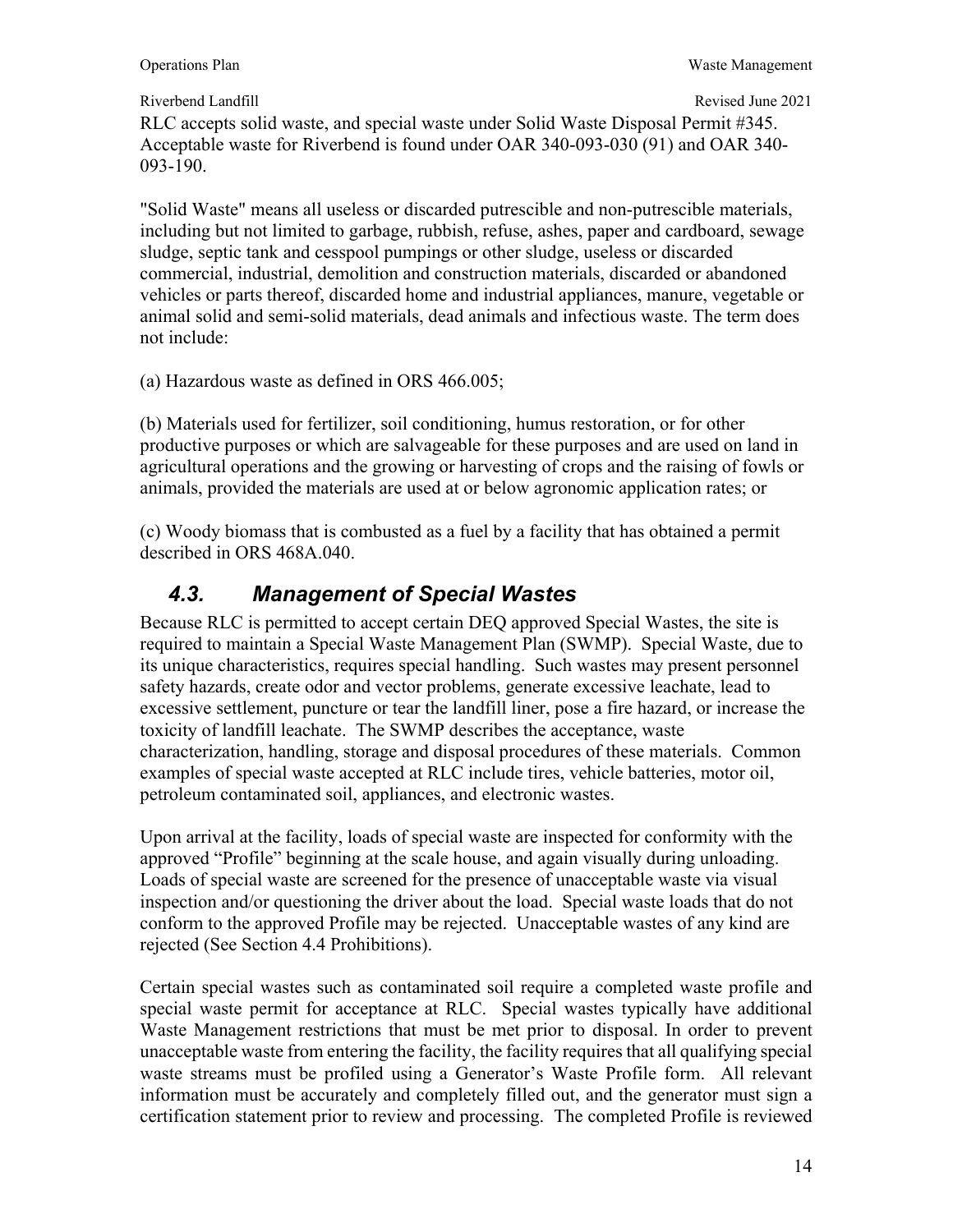RLC accepts solid waste, and special waste under Solid Waste Disposal Permit #345. Acceptable waste for Riverbend is found under OAR 340-093-030 (91) and OAR 340-093-190.

"Solid Waste" means all useless or discarded putrescible and non-putrescible materials, including but not limited to garbage, rubbish, refuse, ashes, paper and cardboard, sewage sludge, septic tank and cesspool pumpings or other sludge, useless or discarded commercial, industrial, demolition and construction materials, discarded or abandoned vehicles or parts thereof, discarded home and industrial appliances, manure, vegetable or animal solid and semi-solid materials, dead animals and infectious waste. The term does not include:

(a) Hazardous waste as defined in ORS 466.005;

(b) Materials used for fertilizer, soil conditioning, humus restoration, or for other productive purposes or which are salvageable for these purposes and are used on land in agricultural operations and the growing or harvesting of crops and the raising of fowls or animals, provided the materials are used at or below agronomic application rates; or

(c) Woody biomass that is combusted as a fuel by a facility that has obtained a permit described in ORS 468A.040.

## *4.3. Management of Special Wastes*

Because RLC is permitted to accept certain DEQ approved Special Wastes, the site is required to maintain a Special Waste Management Plan (SWMP). Special Waste, due to its unique characteristics, requires special handling. Such wastes may present personnel safety hazards, create odor and vector problems, generate excessive leachate, lead to excessive settlement, puncture or tear the landfill liner, pose a fire hazard, or increase the toxicity of landfill leachate. The SWMP describes the acceptance, waste characterization, handling, storage and disposal procedures of these materials. Common examples of special waste accepted at RLC include tires, vehicle batteries, motor oil, petroleum contaminated soil, appliances, and electronic wastes.

Upon arrival at the facility, loads of special waste are inspected for conformity with the approved "Profile" beginning at the scale house, and again visually during unloading. Loads of special waste are screened for the presence of unacceptable waste via visual inspection and/or questioning the driver about the load. Special waste loads that do not conform to the approved Profile may be rejected. Unacceptable wastes of any kind are rejected (See Section 4.4 Prohibitions).

Certain special wastes such as contaminated soil require a completed waste profile and special waste permit for acceptance at RLC. Special wastes typically have additional Waste Management restrictions that must be met prior to disposal. In order to prevent unacceptable waste from entering the facility, the facility requires that all qualifying special waste streams must be profiled using a Generator's Waste Profile form. All relevant information must be accurately and completely filled out, and the generator must sign a certification statement prior to review and processing. The completed Profile is reviewed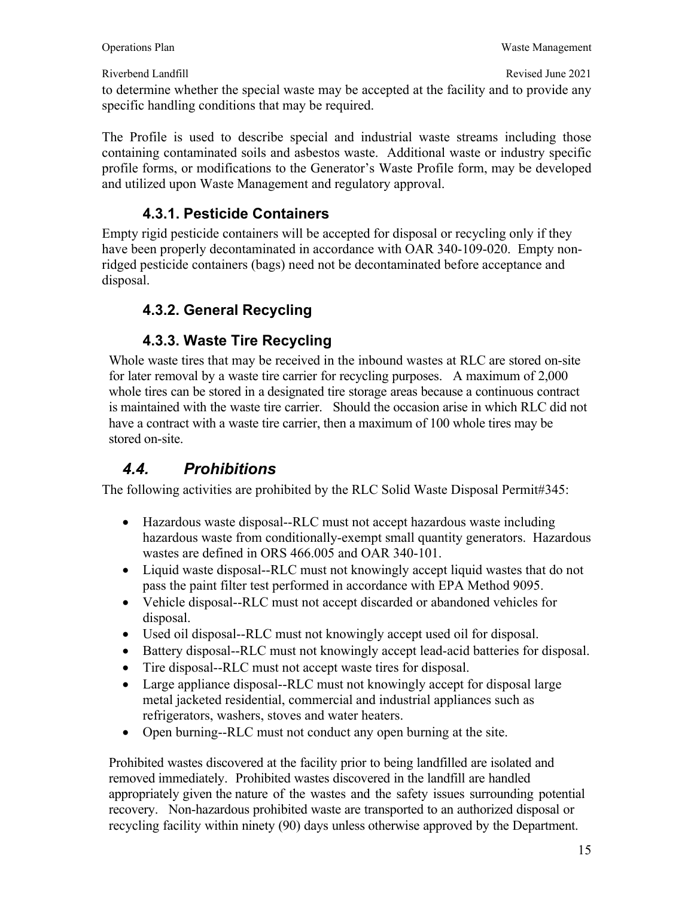to determine whether the special waste may be accepted at the facility and to provide any specific handling conditions that may be required.

The Profile is used to describe special and industrial waste streams including those containing contaminated soils and asbestos waste. Additional waste or industry specific profile forms, or modifications to the Generator's Waste Profile form, may be developed and utilized upon Waste Management and regulatory approval.

### 4.3.1. Pesticide Containers

Empty rigid pesticide containers will be accepted for disposal or recycling only if they have been properly decontaminated in accordance with OAR 340-109-020. Empty non-ridged pesticide containers (bags) need not be decontaminated before acceptance and disposal.

### 4.3.2. General Recycling

### 4.3.3. Waste Tire Recycling

Whole waste tires that may be received in the inbound wastes at RLC are stored on-site for later removal by a waste tire carrier for recycling purposes. A maximum of 2,000 whole tires can be stored in a designated tire storage areas because a continuous contract is maintained with the waste tire carrier. Should the occasion arise in which RLC did not have a contract with a waste tire carrier, then a maximum of 100 whole tires may be stored on-site.

## *4.4. Prohibitions*

The following activities are prohibited by the RLC Solid Waste Disposal Permit#345:

- Hazardous waste disposal--RLC must not accept hazardous waste including hazardous waste from conditionally-exempt small quantity generators. Hazardous wastes are defined in ORS 466.005 and OAR 340-101.
- Liquid waste disposal--RLC must not knowingly accept liquid wastes that do not pass the paint filter test performed in accordance with EPA Method 9095.
- Vehicle disposal--RLC must not accept discarded or abandoned vehicles for disposal.
- Used oil disposal--RLC must not knowingly accept used oil for disposal.
- Battery disposal--RLC must not knowingly accept lead-acid batteries for disposal.
- Tire disposal--RLC must not accept waste tires for disposal.
- Large appliance disposal--RLC must not knowingly accept for disposal large metal jacketed residential, commercial and industrial appliances such as refrigerators, washers, stoves and water heaters.
- Open burning--RLC must not conduct any open burning at the site.

Prohibited wastes discovered at the facility prior to being landfilled are isolated and removed immediately. Prohibited wastes discovered in the landfill are handled appropriately given the nature of the wastes and the safety issues surrounding potential recovery. Non-hazardous prohibited waste are transported to an authorized disposal or recycling facility within ninety (90) days unless otherwise approved by the Department.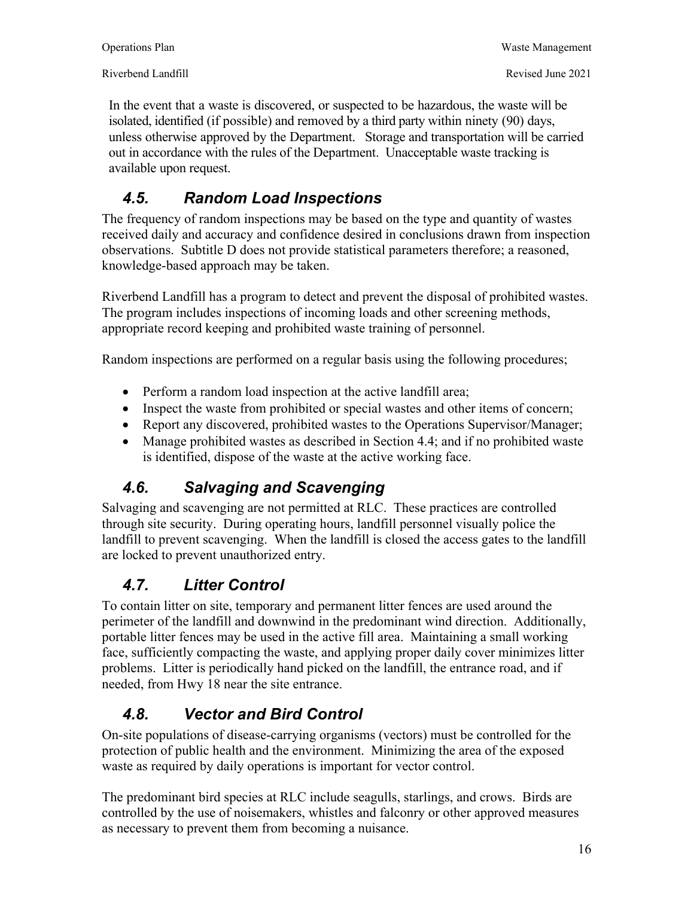In the event that a waste is discovered, or suspected to be hazardous, the waste will be isolated, identified (if possible) and removed by a third party within ninety (90) days, unless otherwise approved by the Department. Storage and transportation will be carried out in accordance with the rules of the Department. Unacceptable waste tracking is available upon request.

## *4.5. Random Load Inspections*

The frequency of random inspections may be based on the type and quantity of wastes received daily and accuracy and confidence desired in conclusions drawn from inspection observations. Subtitle D does not provide statistical parameters therefore; a reasoned, knowledge-based approach may be taken.

Riverbend Landfill has a program to detect and prevent the disposal of prohibited wastes. The program includes inspections of incoming loads and other screening methods, appropriate record keeping and prohibited waste training of personnel.

Random inspections are performed on a regular basis using the following procedures;

- Perform a random load inspection at the active landfill area;
- Inspect the waste from prohibited or special wastes and other items of concern;
- Report any discovered, prohibited wastes to the Operations Supervisor/Manager;
- Manage prohibited wastes as described in Section 4.4; and if no prohibited waste is identified, dispose of the waste at the active working face.

## *4.6. Salvaging and Scavenging*

Salvaging and scavenging are not permitted at RLC. These practices are controlled through site security. During operating hours, landfill personnel visually police the landfill to prevent scavenging. When the landfill is closed the access gates to the landfill are locked to prevent unauthorized entry.

## *4.7. Litter Control*

To contain litter on site, temporary and permanent litter fences are used around the perimeter of the landfill and downwind in the predominant wind direction. Additionally, portable litter fences may be used in the active fill area. Maintaining a small working face, sufficiently compacting the waste, and applying proper daily cover minimizes litter problems. Litter is periodically hand picked on the landfill, the entrance road, and if needed, from Hwy 18 near the site entrance.

## *4.8. Vector and Bird Control*

On-site populations of disease-carrying organisms (vectors) must be controlled for the protection of public health and the environment. Minimizing the area of the exposed waste as required by daily operations is important for vector control.

The predominant bird species at RLC include seagulls, starlings, and crows. Birds are controlled by the use of noisemakers, whistles and falconry or other approved measures as necessary to prevent them from becoming a nuisance.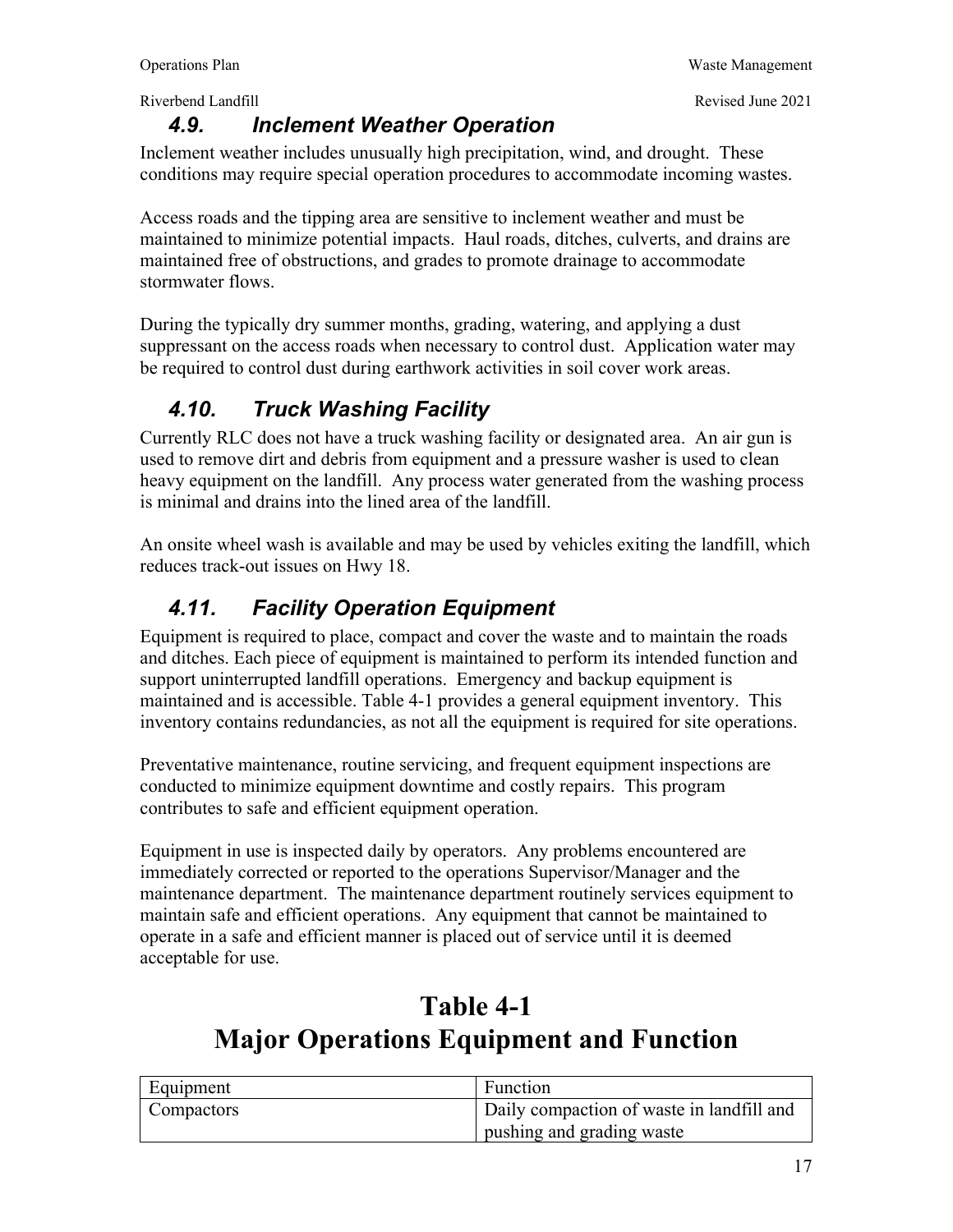### 4.9. Inclement Weather Operation

Inclement weather includes unusually high precipitation, wind, and drought. These conditions may require special operation procedures to accommodate incoming wastes.

Access roads and the tipping area are sensitive to inclement weather and must be maintained to minimize potential impacts. Haul roads, ditches, culverts, and drains are maintained free of obstructions, and grades to promote drainage to accommodate stormwater flows.

During the typically dry summer months, grading, watering, and applying a dust suppressant on the access roads when necessary to control dust. Application water may be required to control dust during earthwork activities in soil cover work areas.

### 4.10. Truck Washing Facility

Currently RLC does not have a truck washing facility or designated area. An air gun is used to remove dirt and debris from equipment and a pressure washer is used to clean heavy equipment on the landfill. Any process water generated from the washing process is minimal and drains into the lined area of the landfill.

An onsite wheel wash is available and may be used by vehicles exiting the landfill, which reduces track-out issues on Hwy 18.

### 4.11. Facility Operation Equipment

Equipment is required to place, compact and cover the waste and to maintain the roads and ditches. Each piece of equipment is maintained to perform its intended function and support uninterrupted landfill operations. Emergency and backup equipment is maintained and is accessible. Table 4-1 provides a general equipment inventory. This inventory contains redundancies, as not all the equipment is required for site operations.

Preventative maintenance, routine servicing, and frequent equipment inspections are conducted to minimize equipment downtime and costly repairs. This program contributes to safe and efficient equipment operation.

Equipment in use is inspected daily by operators. Any problems encountered are immediately corrected or reported to the operations Supervisor/Manager and the maintenance department. The maintenance department routinely services equipment to maintain safe and efficient operations. Any equipment that cannot be maintained to operate in a safe and efficient manner is placed out of service until it is deemed acceptable for use.

# Table 4-1
# Major Operations Equipment and Function

| Equipment | Function |
|---|---|
| Compactors | Daily compaction of waste in landfill and pushing and grading waste |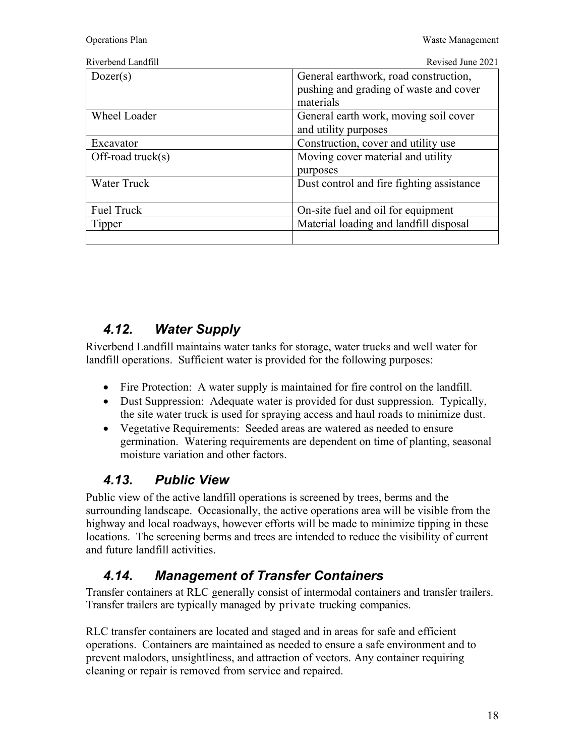| | |
|---|---|
| Dozer(s) | General earthwork, road construction, pushing and grading of waste and cover materials |
| Wheel Loader | General earth work, moving soil cover and utility purposes |
| Excavator | Construction, cover and utility use |
| Off-road truck(s) | Moving cover material and utility purposes |
| Water Truck | Dust control and fire fighting assistance |
| Fuel Truck | On-site fuel and oil for equipment |
| Tipper | Material loading and landfill disposal |
| | |

## *4.12. Water Supply*

Riverbend Landfill maintains water tanks for storage, water trucks and well water for landfill operations. Sufficient water is provided for the following purposes:

- Fire Protection: A water supply is maintained for fire control on the landfill.
- Dust Suppression: Adequate water is provided for dust suppression. Typically, the site water truck is used for spraying access and haul roads to minimize dust.
- Vegetative Requirements: Seeded areas are watered as needed to ensure germination. Watering requirements are dependent on time of planting, seasonal moisture variation and other factors.

## *4.13. Public View*

Public view of the active landfill operations is screened by trees, berms and the surrounding landscape. Occasionally, the active operations area will be visible from the highway and local roadways, however efforts will be made to minimize tipping in these locations. The screening berms and trees are intended to reduce the visibility of current and future landfill activities.

## *4.14. Management of Transfer Containers*

Transfer containers at RLC generally consist of intermodal containers and transfer trailers. Transfer trailers are typically managed by private trucking companies.

RLC transfer containers are located and staged and in areas for safe and efficient operations. Containers are maintained as needed to ensure a safe environment and to prevent malodors, unsightliness, and attraction of vectors. Any container requiring cleaning or repair is removed from service and repaired.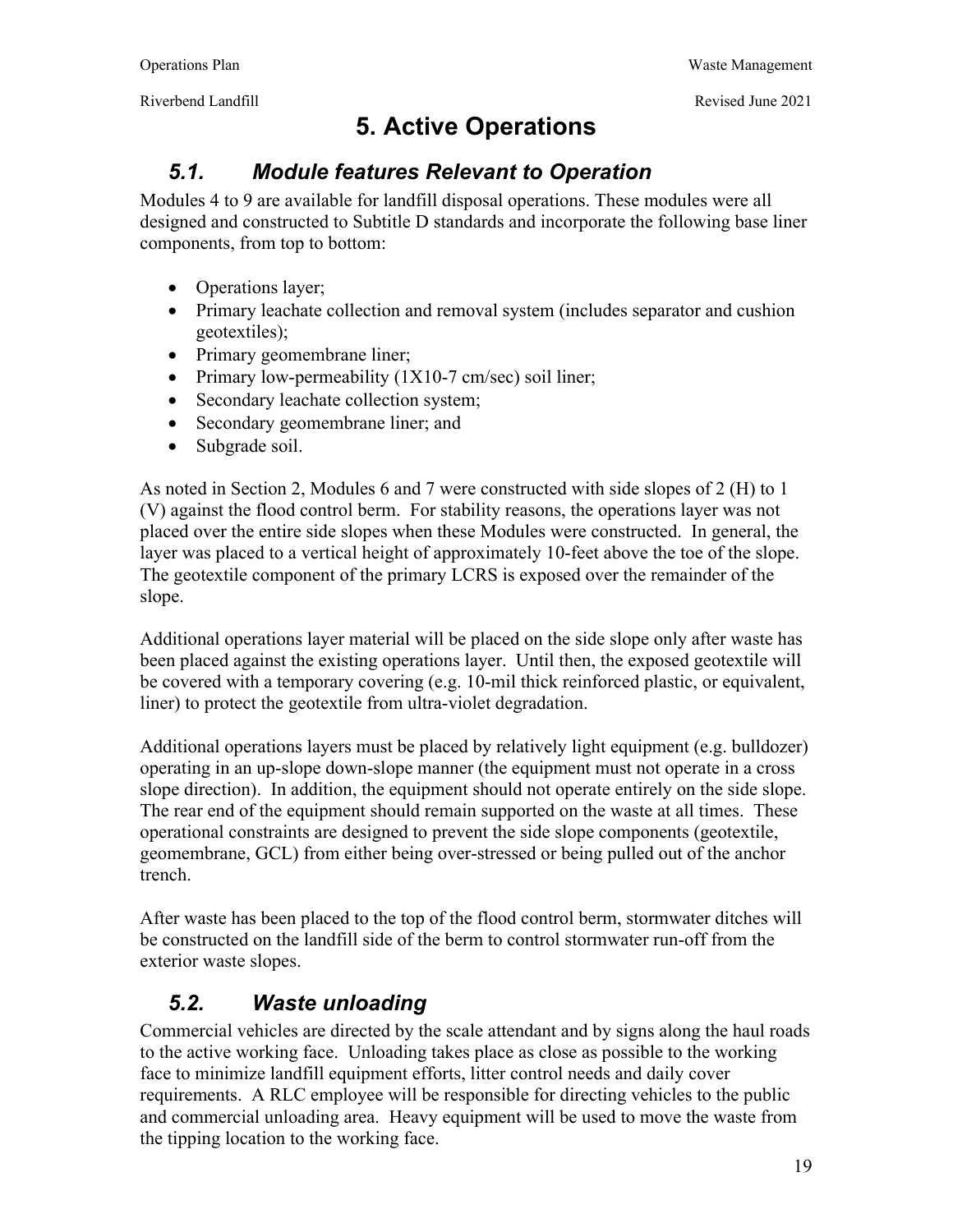# 5. Active Operations

## *5.1. Module features Relevant to Operation*

Modules 4 to 9 are available for landfill disposal operations. These modules were all designed and constructed to Subtitle D standards and incorporate the following base liner components, from top to bottom:

- Operations layer;
- Primary leachate collection and removal system (includes separator and cushion geotextiles);
- Primary geomembrane liner;
- Primary low-permeability (1X10-7 cm/sec) soil liner;
- Secondary leachate collection system;
- Secondary geomembrane liner; and
- Subgrade soil.

As noted in Section 2, Modules 6 and 7 were constructed with side slopes of 2 (H) to 1 (V) against the flood control berm. For stability reasons, the operations layer was not placed over the entire side slopes when these Modules were constructed. In general, the layer was placed to a vertical height of approximately 10-feet above the toe of the slope. The geotextile component of the primary LCRS is exposed over the remainder of the slope.

Additional operations layer material will be placed on the side slope only after waste has been placed against the existing operations layer. Until then, the exposed geotextile will be covered with a temporary covering (e.g. 10-mil thick reinforced plastic, or equivalent, liner) to protect the geotextile from ultra-violet degradation.

Additional operations layers must be placed by relatively light equipment (e.g. bulldozer) operating in an up-slope down-slope manner (the equipment must not operate in a cross slope direction). In addition, the equipment should not operate entirely on the side slope. The rear end of the equipment should remain supported on the waste at all times. These operational constraints are designed to prevent the side slope components (geotextile, geomembrane, GCL) from either being over-stressed or being pulled out of the anchor trench.

After waste has been placed to the top of the flood control berm, stormwater ditches will be constructed on the landfill side of the berm to control stormwater run-off from the exterior waste slopes.

## *5.2. Waste unloading*

Commercial vehicles are directed by the scale attendant and by signs along the haul roads to the active working face. Unloading takes place as close as possible to the working face to minimize landfill equipment efforts, litter control needs and daily cover requirements. A RLC employee will be responsible for directing vehicles to the public and commercial unloading area. Heavy equipment will be used to move the waste from the tipping location to the working face.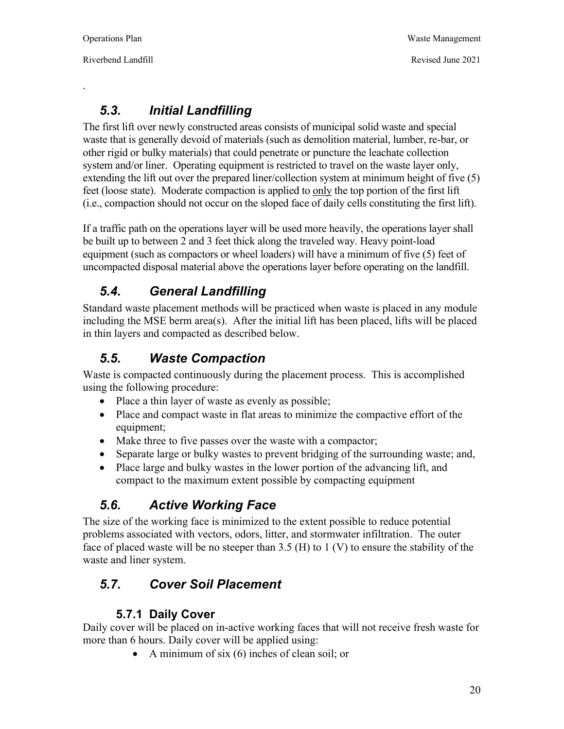## 5.3. Initial Landfilling

The first lift over newly constructed areas consists of municipal solid waste and special waste that is generally devoid of materials (such as demolition material, lumber, re-bar, or other rigid or bulky materials) that could penetrate or puncture the leachate collection system and/or liner. Operating equipment is restricted to travel on the waste layer only, extending the lift out over the prepared liner/collection system at minimum height of five (5) feet (loose state). Moderate compaction is applied to only the top portion of the first lift (i.e., compaction should not occur on the sloped face of daily cells constituting the first lift).

If a traffic path on the operations layer will be used more heavily, the operations layer shall be built up to between 2 and 3 feet thick along the traveled way. Heavy point-load equipment (such as compactors or wheel loaders) will have a minimum of five (5) feet of uncompacted disposal material above the operations layer before operating on the landfill.

## 5.4. General Landfilling

Standard waste placement methods will be practiced when waste is placed in any module including the MSE berm area(s). After the initial lift has been placed, lifts will be placed in thin layers and compacted as described below.

## 5.5. Waste Compaction

Waste is compacted continuously during the placement process. This is accomplished using the following procedure:

- Place a thin layer of waste as evenly as possible;
- Place and compact waste in flat areas to minimize the compactive effort of the equipment;
- Make three to five passes over the waste with a compactor;
- Separate large or bulky wastes to prevent bridging of the surrounding waste; and,
- Place large and bulky wastes in the lower portion of the advancing lift, and compact to the maximum extent possible by compacting equipment

## 5.6. Active Working Face

The size of the working face is minimized to the extent possible to reduce potential problems associated with vectors, odors, litter, and stormwater infiltration. The outer face of placed waste will be no steeper than 3.5 (H) to 1 (V) to ensure the stability of the waste and liner system.

## 5.7. Cover Soil Placement

### 5.7.1 Daily Cover

Daily cover will be placed on in-active working faces that will not receive fresh waste for more than 6 hours. Daily cover will be applied using:

- A minimum of six (6) inches of clean soil; or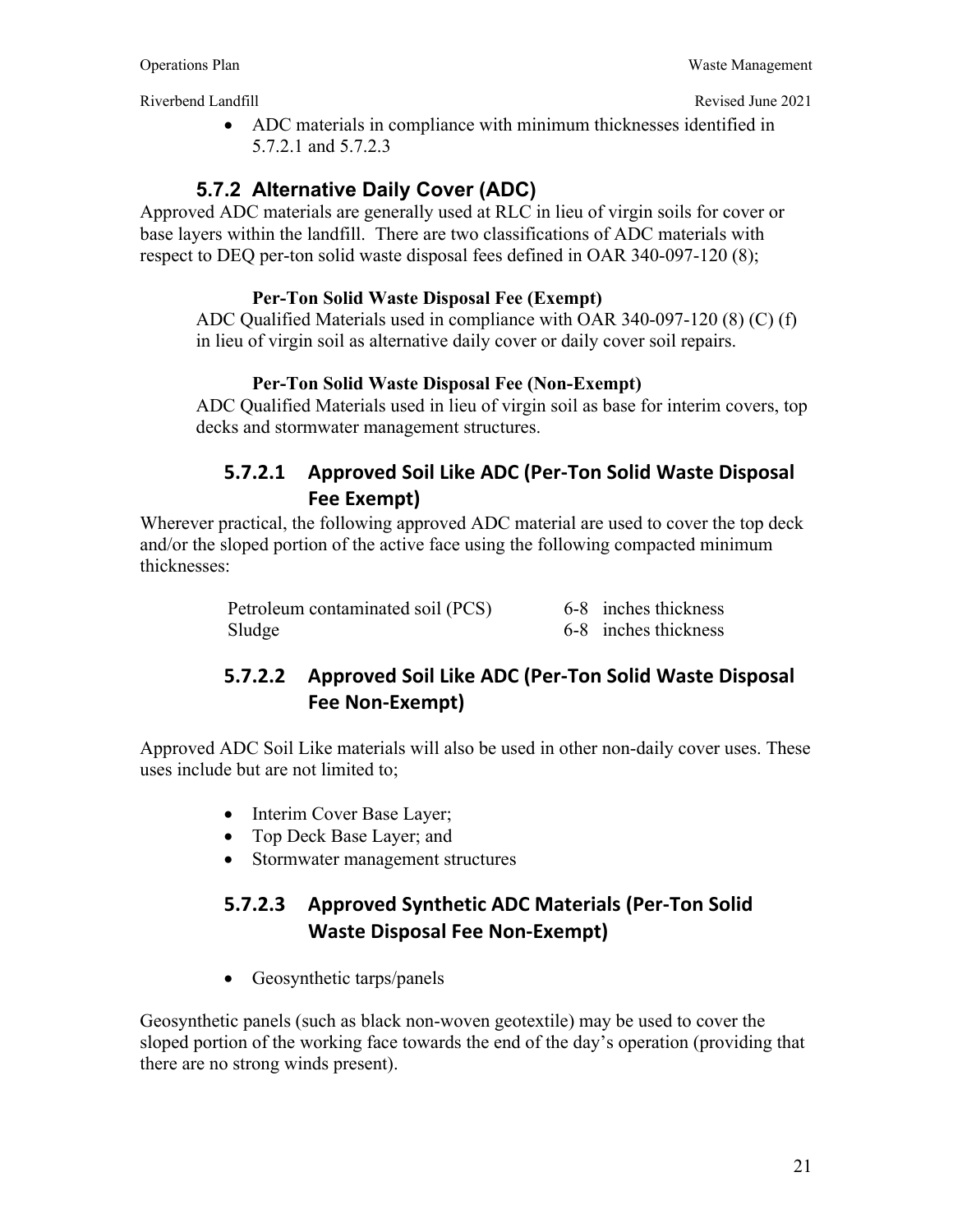- ADC materials in compliance with minimum thicknesses identified in 5.7.2.1 and 5.7.2.3

## 5.7.2 Alternative Daily Cover (ADC)

Approved ADC materials are generally used at RLC in lieu of virgin soils for cover or base layers within the landfill. There are two classifications of ADC materials with respect to DEQ per-ton solid waste disposal fees defined in OAR 340-097-120 (8);

**Per-Ton Solid Waste Disposal Fee (Exempt)**

ADC Qualified Materials used in compliance with OAR 340-097-120 (8) (C) (f) in lieu of virgin soil as alternative daily cover or daily cover soil repairs.

**Per-Ton Solid Waste Disposal Fee (Non-Exempt)**

ADC Qualified Materials used in lieu of virgin soil as base for interim covers, top decks and stormwater management structures.

### 5.7.2.1 Approved Soil Like ADC (Per-Ton Solid Waste Disposal Fee Exempt)

Wherever practical, the following approved ADC material are used to cover the top deck and/or the sloped portion of the active face using the following compacted minimum thicknesses:

| | |
|---|---|
| Petroleum contaminated soil (PCS) | 6-8 inches thickness |
| Sludge | 6-8 inches thickness |

### 5.7.2.2 Approved Soil Like ADC (Per-Ton Solid Waste Disposal Fee Non-Exempt)

Approved ADC Soil Like materials will also be used in other non-daily cover uses. These uses include but are not limited to;

- Interim Cover Base Layer;
- Top Deck Base Layer; and
- Stormwater management structures

### 5.7.2.3 Approved Synthetic ADC Materials (Per-Ton Solid Waste Disposal Fee Non-Exempt)

- Geosynthetic tarps/panels

Geosynthetic panels (such as black non-woven geotextile) may be used to cover the sloped portion of the working face towards the end of the day's operation (providing that there are no strong winds present).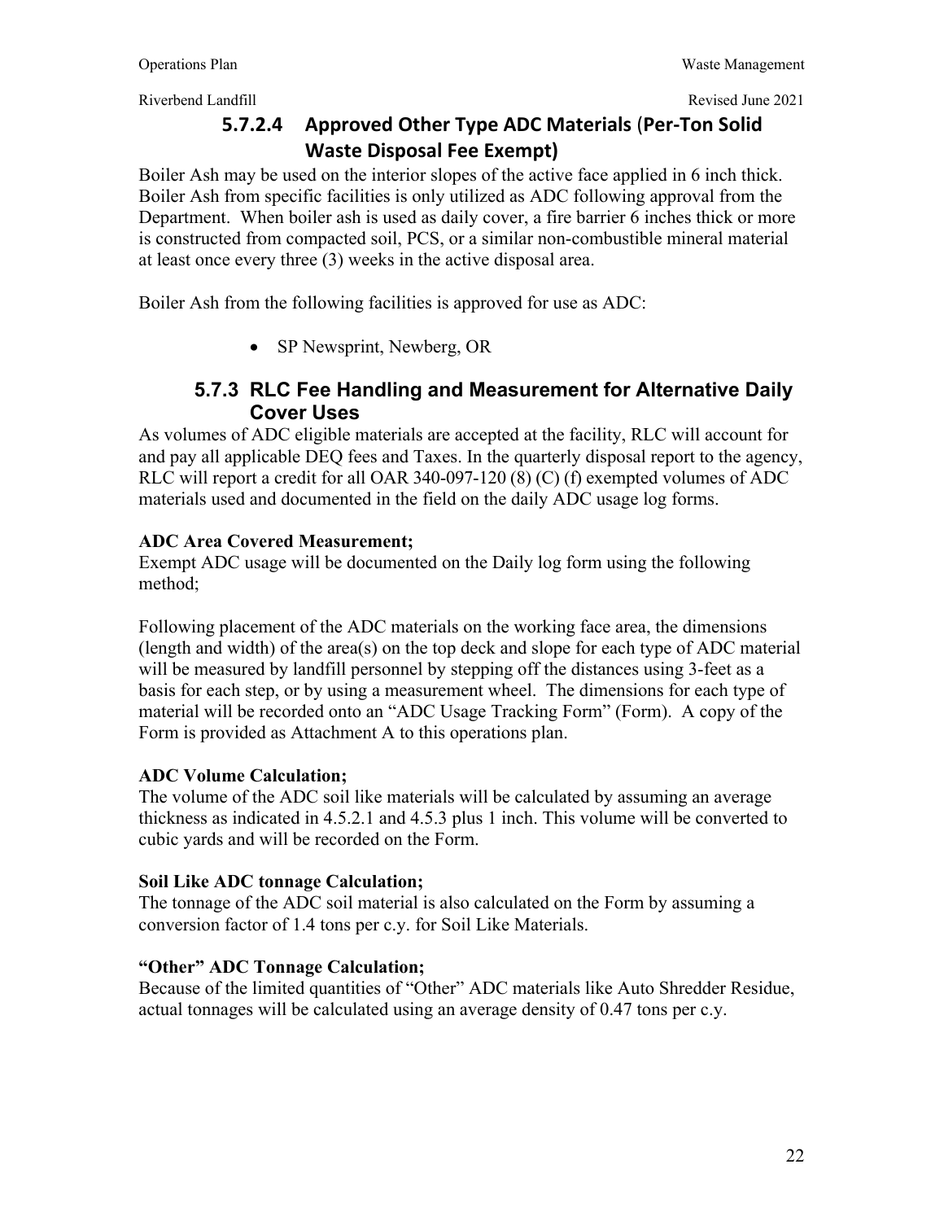#### 5.7.2.4 Approved Other Type ADC Materials (Per-Ton Solid Waste Disposal Fee Exempt)

Boiler Ash may be used on the interior slopes of the active face applied in 6 inch thick. Boiler Ash from specific facilities is only utilized as ADC following approval from the Department. When boiler ash is used as daily cover, a fire barrier 6 inches thick or more is constructed from compacted soil, PCS, or a similar non-combustible mineral material at least once every three (3) weeks in the active disposal area.

Boiler Ash from the following facilities is approved for use as ADC:

- SP Newsprint, Newberg, OR

### 5.7.3 RLC Fee Handling and Measurement for Alternative Daily Cover Uses

As volumes of ADC eligible materials are accepted at the facility, RLC will account for and pay all applicable DEQ fees and Taxes. In the quarterly disposal report to the agency, RLC will report a credit for all OAR 340-097-120 (8) (C) (f) exempted volumes of ADC materials used and documented in the field on the daily ADC usage log forms.

**ADC Area Covered Measurement;**

Exempt ADC usage will be documented on the Daily log form using the following method;

Following placement of the ADC materials on the working face area, the dimensions (length and width) of the area(s) on the top deck and slope for each type of ADC material will be measured by landfill personnel by stepping off the distances using 3-feet as a basis for each step, or by using a measurement wheel. The dimensions for each type of material will be recorded onto an "ADC Usage Tracking Form" (Form). A copy of the Form is provided as Attachment A to this operations plan.

**ADC Volume Calculation;**

The volume of the ADC soil like materials will be calculated by assuming an average thickness as indicated in 4.5.2.1 and 4.5.3 plus 1 inch. This volume will be converted to cubic yards and will be recorded on the Form.

**Soil Like ADC tonnage Calculation;**

The tonnage of the ADC soil material is also calculated on the Form by assuming a conversion factor of 1.4 tons per c.y. for Soil Like Materials.

**"Other" ADC Tonnage Calculation;**

Because of the limited quantities of "Other" ADC materials like Auto Shredder Residue, actual tonnages will be calculated using an average density of 0.47 tons per c.y.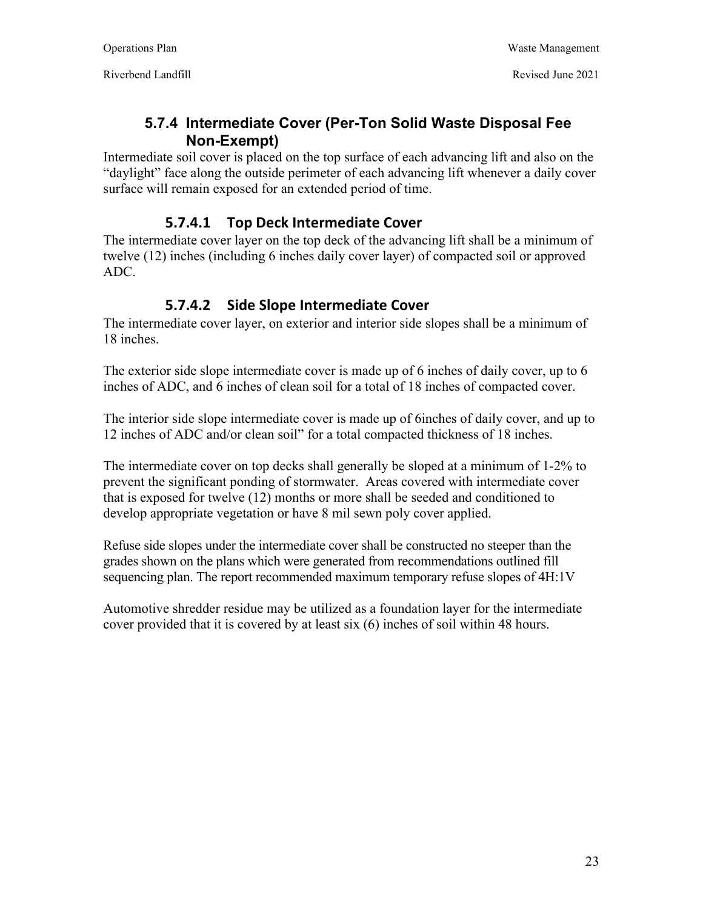### 5.7.4 Intermediate Cover (Per-Ton Solid Waste Disposal Fee Non-Exempt)

Intermediate soil cover is placed on the top surface of each advancing lift and also on the "daylight" face along the outside perimeter of each advancing lift whenever a daily cover surface will remain exposed for an extended period of time.

#### 5.7.4.1 Top Deck Intermediate Cover

The intermediate cover layer on the top deck of the advancing lift shall be a minimum of twelve (12) inches (including 6 inches daily cover layer) of compacted soil or approved ADC.

#### 5.7.4.2 Side Slope Intermediate Cover

The intermediate cover layer, on exterior and interior side slopes shall be a minimum of 18 inches.

The exterior side slope intermediate cover is made up of 6 inches of daily cover, up to 6 inches of ADC, and 6 inches of clean soil for a total of 18 inches of compacted cover.

The interior side slope intermediate cover is made up of 6inches of daily cover, and up to 12 inches of ADC and/or clean soil" for a total compacted thickness of 18 inches.

The intermediate cover on top decks shall generally be sloped at a minimum of 1-2% to prevent the significant ponding of stormwater. Areas covered with intermediate cover that is exposed for twelve (12) months or more shall be seeded and conditioned to develop appropriate vegetation or have 8 mil sewn poly cover applied.

Refuse side slopes under the intermediate cover shall be constructed no steeper than the grades shown on the plans which were generated from recommendations outlined fill sequencing plan. The report recommended maximum temporary refuse slopes of 4H:1V

Automotive shredder residue may be utilized as a foundation layer for the intermediate cover provided that it is covered by at least six (6) inches of soil within 48 hours.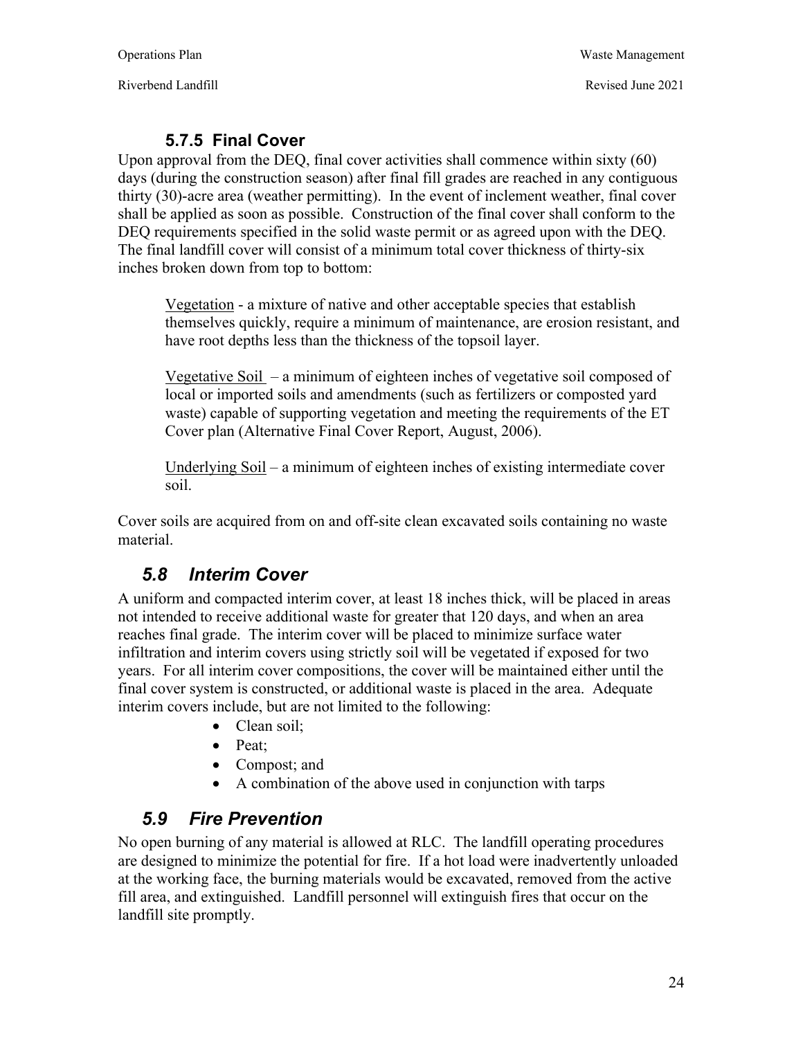#### 5.7.5 Final Cover

Upon approval from the DEQ, final cover activities shall commence within sixty (60) days (during the construction season) after final fill grades are reached in any contiguous thirty (30)-acre area (weather permitting). In the event of inclement weather, final cover shall be applied as soon as possible. Construction of the final cover shall conform to the DEQ requirements specified in the solid waste permit or as agreed upon with the DEQ. The final landfill cover will consist of a minimum total cover thickness of thirty-six inches broken down from top to bottom:

> <u>Vegetation</u> - a mixture of native and other acceptable species that establish themselves quickly, require a minimum of maintenance, are erosion resistant, and have root depths less than the thickness of the topsoil layer.
>
> <u>Vegetative Soil</u> – a minimum of eighteen inches of vegetative soil composed of local or imported soils and amendments (such as fertilizers or composted yard waste) capable of supporting vegetation and meeting the requirements of the ET Cover plan (Alternative Final Cover Report, August, 2006).
>
> <u>Underlying Soil</u> – a minimum of eighteen inches of existing intermediate cover soil.

Cover soils are acquired from on and off-site clean excavated soils containing no waste material.

## *5.8 Interim Cover*

A uniform and compacted interim cover, at least 18 inches thick, will be placed in areas not intended to receive additional waste for greater that 120 days, and when an area reaches final grade. The interim cover will be placed to minimize surface water infiltration and interim covers using strictly soil will be vegetated if exposed for two years. For all interim cover compositions, the cover will be maintained either until the final cover system is constructed, or additional waste is placed in the area. Adequate interim covers include, but are not limited to the following:

- Clean soil;
- Peat;
- Compost; and
- A combination of the above used in conjunction with tarps

## *5.9 Fire Prevention*

No open burning of any material is allowed at RLC. The landfill operating procedures are designed to minimize the potential for fire. If a hot load were inadvertently unloaded at the working face, the burning materials would be excavated, removed from the active fill area, and extinguished. Landfill personnel will extinguish fires that occur on the landfill site promptly.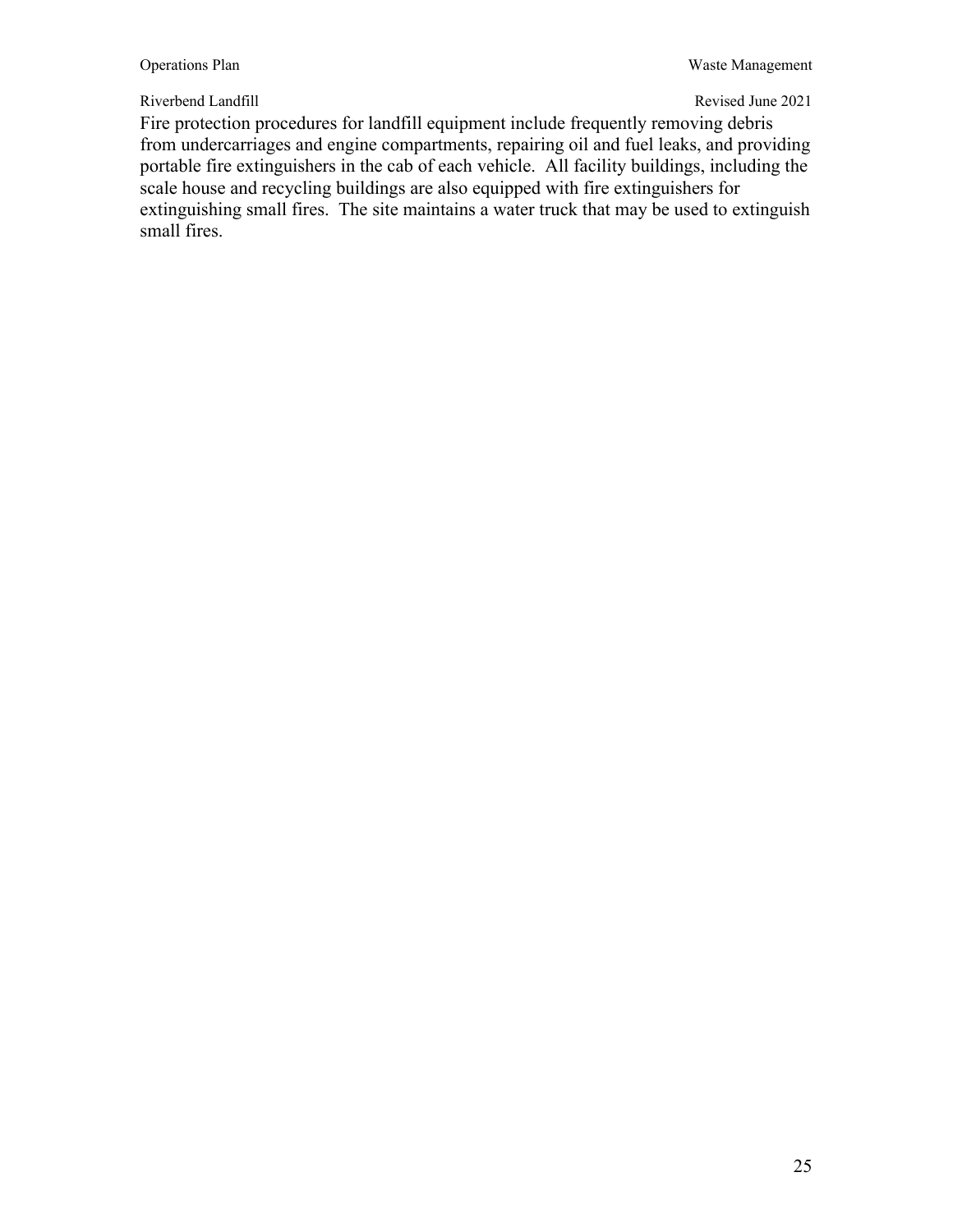Fire protection procedures for landfill equipment include frequently removing debris from undercarriages and engine compartments, repairing oil and fuel leaks, and providing portable fire extinguishers in the cab of each vehicle. All facility buildings, including the scale house and recycling buildings are also equipped with fire extinguishers for extinguishing small fires. The site maintains a water truck that may be used to extinguish small fires.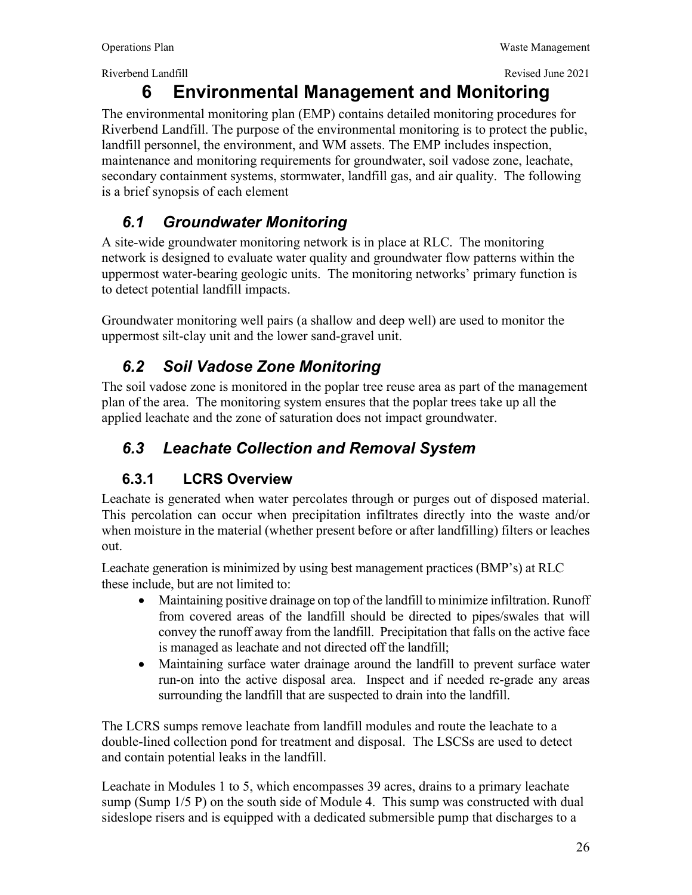# 6 Environmental Management and Monitoring

The environmental monitoring plan (EMP) contains detailed monitoring procedures for Riverbend Landfill. The purpose of the environmental monitoring is to protect the public, landfill personnel, the environment, and WM assets. The EMP includes inspection, maintenance and monitoring requirements for groundwater, soil vadose zone, leachate, secondary containment systems, stormwater, landfill gas, and air quality. The following is a brief synopsis of each element

## *6.1 Groundwater Monitoring*

A site-wide groundwater monitoring network is in place at RLC. The monitoring network is designed to evaluate water quality and groundwater flow patterns within the uppermost water-bearing geologic units. The monitoring networks' primary function is to detect potential landfill impacts.

Groundwater monitoring well pairs (a shallow and deep well) are used to monitor the uppermost silt-clay unit and the lower sand-gravel unit.

## *6.2 Soil Vadose Zone Monitoring*

The soil vadose zone is monitored in the poplar tree reuse area as part of the management plan of the area. The monitoring system ensures that the poplar trees take up all the applied leachate and the zone of saturation does not impact groundwater.

## *6.3 Leachate Collection and Removal System*

### 6.3.1 LCRS Overview

Leachate is generated when water percolates through or purges out of disposed material. This percolation can occur when precipitation infiltrates directly into the waste and/or when moisture in the material (whether present before or after landfilling) filters or leaches out.

Leachate generation is minimized by using best management practices (BMP's) at RLC these include, but are not limited to:

- Maintaining positive drainage on top of the landfill to minimize infiltration. Runoff from covered areas of the landfill should be directed to pipes/swales that will convey the runoff away from the landfill. Precipitation that falls on the active face is managed as leachate and not directed off the landfill;
- Maintaining surface water drainage around the landfill to prevent surface water run-on into the active disposal area. Inspect and if needed re-grade any areas surrounding the landfill that are suspected to drain into the landfill.

The LCRS sumps remove leachate from landfill modules and route the leachate to a double-lined collection pond for treatment and disposal. The LSCSs are used to detect and contain potential leaks in the landfill.

Leachate in Modules 1 to 5, which encompasses 39 acres, drains to a primary leachate sump (Sump 1/5 P) on the south side of Module 4. This sump was constructed with dual sideslope risers and is equipped with a dedicated submersible pump that discharges to a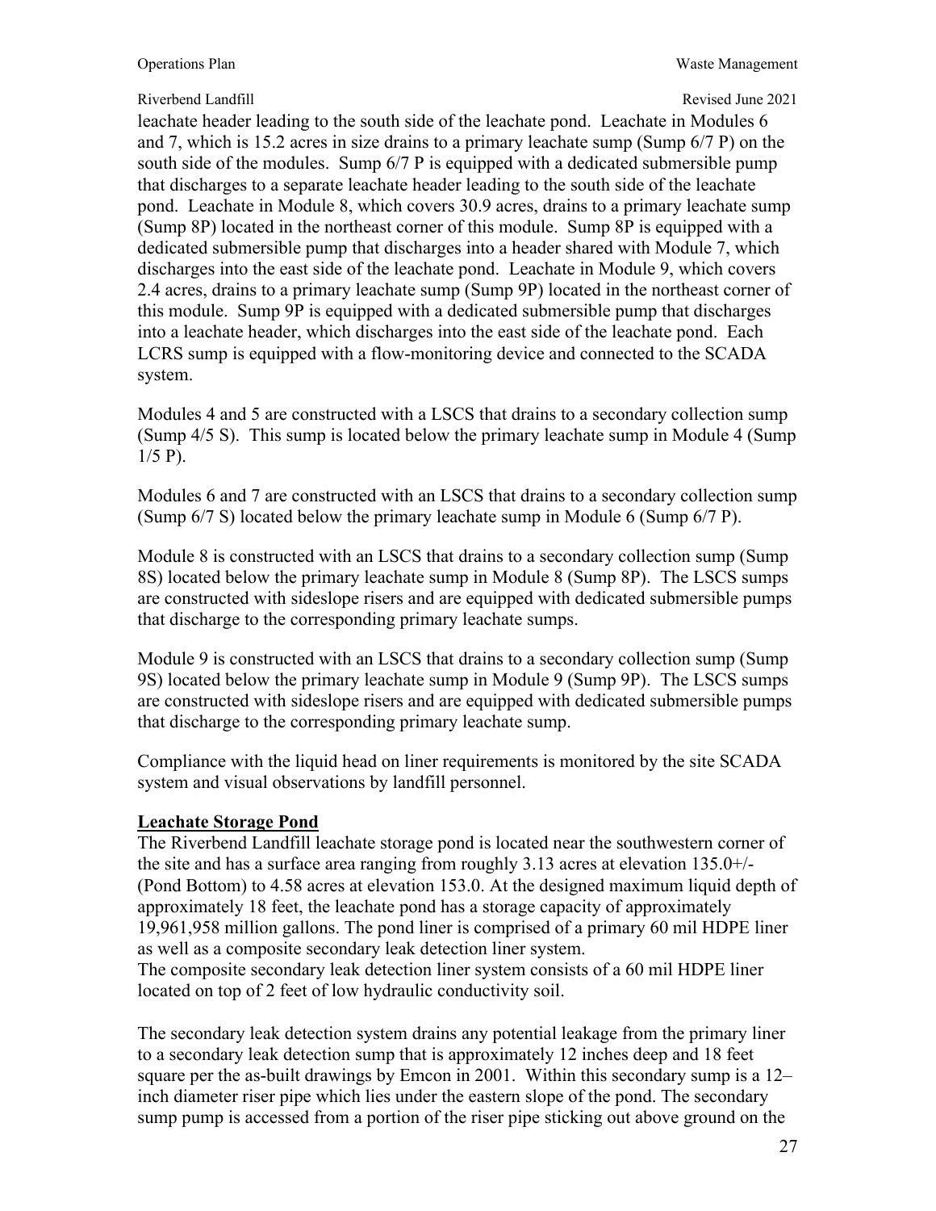leachate header leading to the south side of the leachate pond. Leachate in Modules 6 and 7, which is 15.2 acres in size drains to a primary leachate sump (Sump 6/7 P) on the south side of the modules. Sump 6/7 P is equipped with a dedicated submersible pump that discharges to a separate leachate header leading to the south side of the leachate pond. Leachate in Module 8, which covers 30.9 acres, drains to a primary leachate sump (Sump 8P) located in the northeast corner of this module. Sump 8P is equipped with a dedicated submersible pump that discharges into a header shared with Module 7, which discharges into the east side of the leachate pond. Leachate in Module 9, which covers 2.4 acres, drains to a primary leachate sump (Sump 9P) located in the northeast corner of this module. Sump 9P is equipped with a dedicated submersible pump that discharges into a leachate header, which discharges into the east side of the leachate pond. Each LCRS sump is equipped with a flow-monitoring device and connected to the SCADA system.

Modules 4 and 5 are constructed with a LSCS that drains to a secondary collection sump (Sump 4/5 S). This sump is located below the primary leachate sump in Module 4 (Sump 1/5 P).

Modules 6 and 7 are constructed with an LSCS that drains to a secondary collection sump (Sump 6/7 S) located below the primary leachate sump in Module 6 (Sump 6/7 P).

Module 8 is constructed with an LSCS that drains to a secondary collection sump (Sump 8S) located below the primary leachate sump in Module 8 (Sump 8P). The LSCS sumps are constructed with sideslope risers and are equipped with dedicated submersible pumps that discharge to the corresponding primary leachate sumps.

Module 9 is constructed with an LSCS that drains to a secondary collection sump (Sump 9S) located below the primary leachate sump in Module 9 (Sump 9P). The LSCS sumps are constructed with sideslope risers and are equipped with dedicated submersible pumps that discharge to the corresponding primary leachate sump.

Compliance with the liquid head on liner requirements is monitored by the site SCADA system and visual observations by landfill personnel.

**Leachate Storage Pond**

The Riverbend Landfill leachate storage pond is located near the southwestern corner of the site and has a surface area ranging from roughly 3.13 acres at elevation 135.0+/- (Pond Bottom) to 4.58 acres at elevation 153.0. At the designed maximum liquid depth of approximately 18 feet, the leachate pond has a storage capacity of approximately 19,961,958 million gallons. The pond liner is comprised of a primary 60 mil HDPE liner as well as a composite secondary leak detection liner system.
The composite secondary leak detection liner system consists of a 60 mil HDPE liner located on top of 2 feet of low hydraulic conductivity soil.

The secondary leak detection system drains any potential leakage from the primary liner to a secondary leak detection sump that is approximately 12 inches deep and 18 feet square per the as-built drawings by Emcon in 2001. Within this secondary sump is a 12–inch diameter riser pipe which lies under the eastern slope of the pond. The secondary sump pump is accessed from a portion of the riser pipe sticking out above ground on the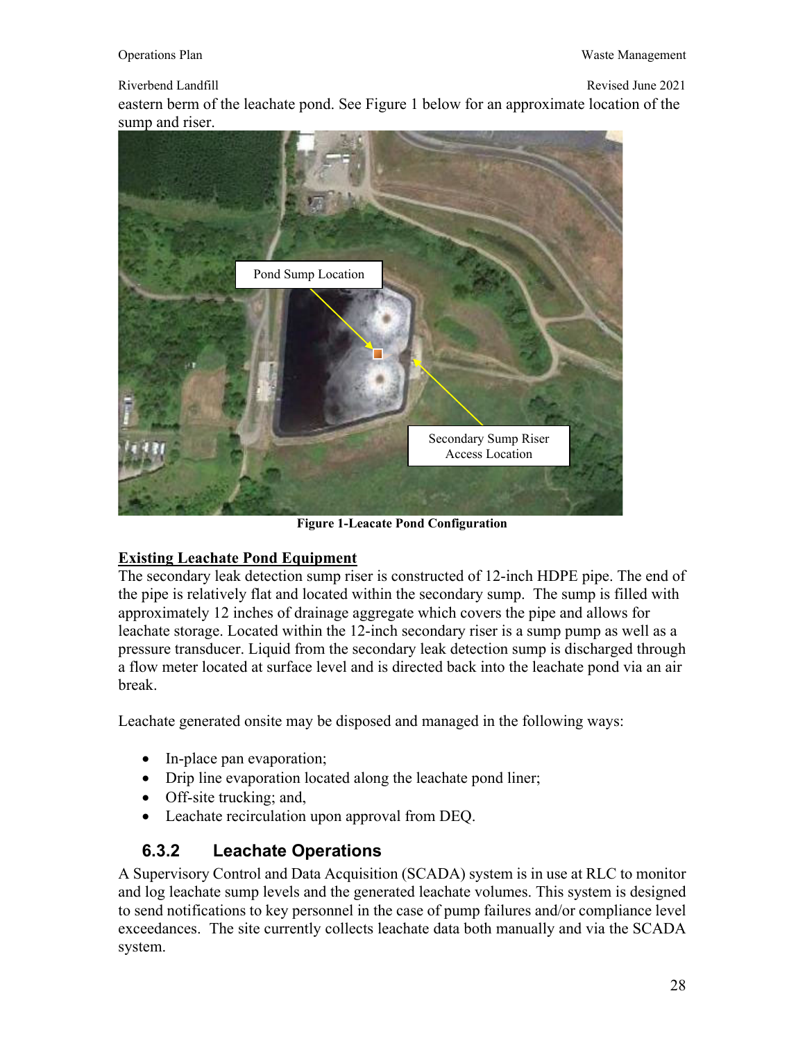eastern berm of the leachate pond. See Figure 1 below for an approximate location of the sump and riser.

Pond Sump Location

Secondary Sump Riser Access Location

**Figure 1-Leacate Pond Configuration**

**<u>Existing Leachate Pond Equipment</u>**

The secondary leak detection sump riser is constructed of 12-inch HDPE pipe. The end of the pipe is relatively flat and located within the secondary sump. The sump is filled with approximately 12 inches of drainage aggregate which covers the pipe and allows for leachate storage. Located within the 12-inch secondary riser is a sump pump as well as a pressure transducer. Liquid from the secondary leak detection sump is discharged through a flow meter located at surface level and is directed back into the leachate pond via an air break.

Leachate generated onsite may be disposed and managed in the following ways:

- In-place pan evaporation;
- Drip line evaporation located along the leachate pond liner;
- Off-site trucking; and,
- Leachate recirculation upon approval from DEQ.

### 6.3.2 Leachate Operations

A Supervisory Control and Data Acquisition (SCADA) system is in use at RLC to monitor and log leachate sump levels and the generated leachate volumes. This system is designed to send notifications to key personnel in the case of pump failures and/or compliance level exceedances. The site currently collects leachate data both manually and via the SCADA system.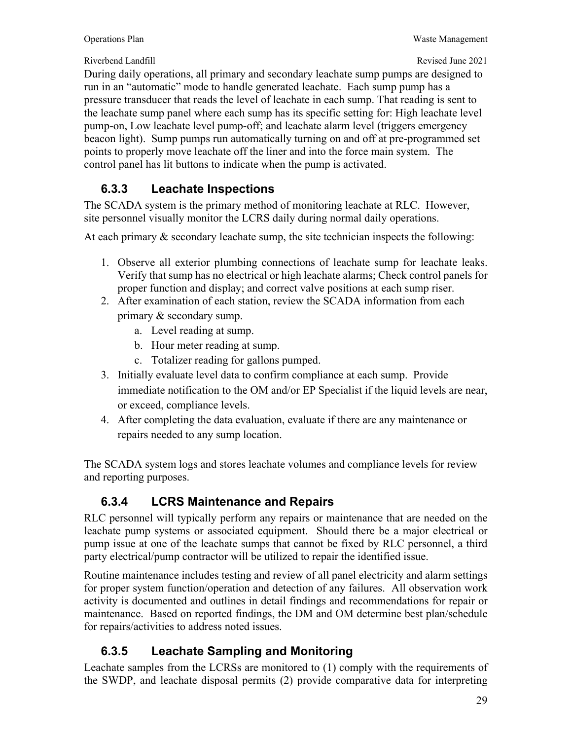During daily operations, all primary and secondary leachate sump pumps are designed to run in an "automatic" mode to handle generated leachate. Each sump pump has a pressure transducer that reads the level of leachate in each sump. That reading is sent to the leachate sump panel where each sump has its specific setting for: High leachate level pump-on, Low leachate level pump-off; and leachate alarm level (triggers emergency beacon light). Sump pumps run automatically turning on and off at pre-programmed set points to properly move leachate off the liner and into the force main system. The control panel has lit buttons to indicate when the pump is activated.

### 6.3.3 Leachate Inspections

The SCADA system is the primary method of monitoring leachate at RLC. However, site personnel visually monitor the LCRS daily during normal daily operations.

At each primary & secondary leachate sump, the site technician inspects the following:

1. Observe all exterior plumbing connections of leachate sump for leachate leaks. Verify that sump has no electrical or high leachate alarms; Check control panels for proper function and display; and correct valve positions at each sump riser.
2. After examination of each station, review the SCADA information from each primary & secondary sump.
    a. Level reading at sump.
    b. Hour meter reading at sump.
    c. Totalizer reading for gallons pumped.
3. Initially evaluate level data to confirm compliance at each sump. Provide immediate notification to the OM and/or EP Specialist if the liquid levels are near, or exceed, compliance levels.
4. After completing the data evaluation, evaluate if there are any maintenance or repairs needed to any sump location.

The SCADA system logs and stores leachate volumes and compliance levels for review and reporting purposes.

### 6.3.4 LCRS Maintenance and Repairs

RLC personnel will typically perform any repairs or maintenance that are needed on the leachate pump systems or associated equipment. Should there be a major electrical or pump issue at one of the leachate sumps that cannot be fixed by RLC personnel, a third party electrical/pump contractor will be utilized to repair the identified issue.

Routine maintenance includes testing and review of all panel electricity and alarm settings for proper system function/operation and detection of any failures. All observation work activity is documented and outlines in detail findings and recommendations for repair or maintenance. Based on reported findings, the DM and OM determine best plan/schedule for repairs/activities to address noted issues.

### 6.3.5 Leachate Sampling and Monitoring

Leachate samples from the LCRSs are monitored to (1) comply with the requirements of the SWDP, and leachate disposal permits (2) provide comparative data for interpreting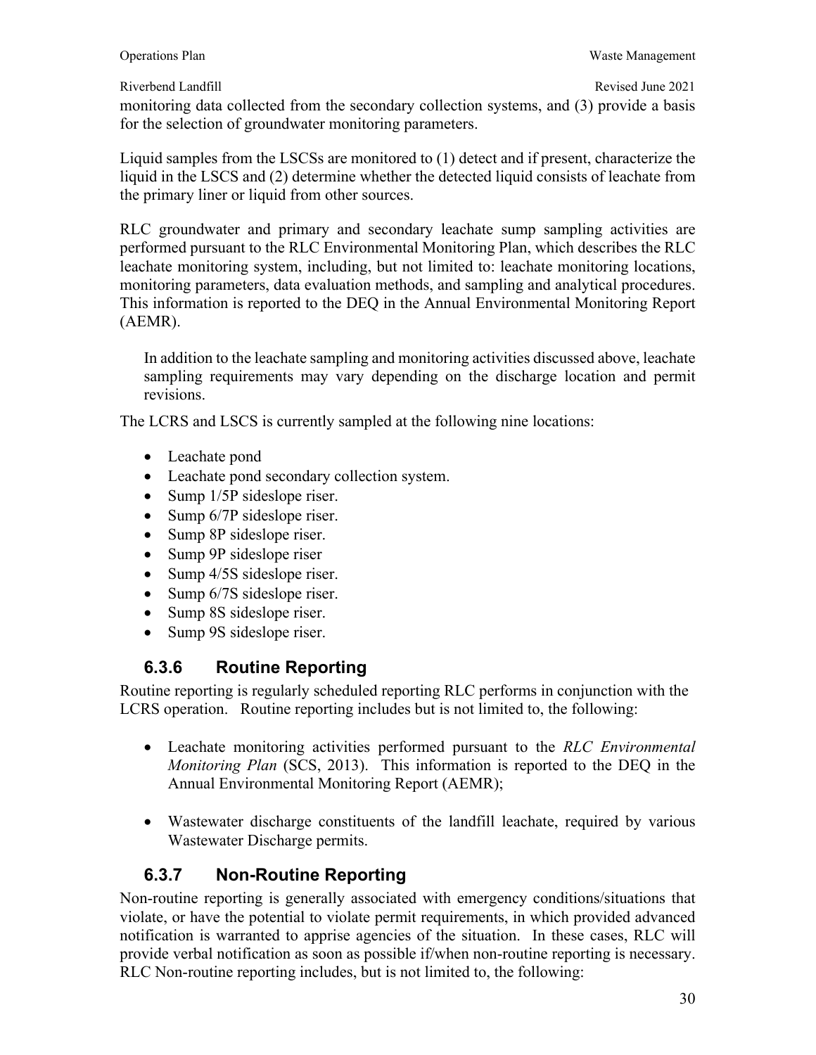monitoring data collected from the secondary collection systems, and (3) provide a basis for the selection of groundwater monitoring parameters.

Liquid samples from the LSCSs are monitored to (1) detect and if present, characterize the liquid in the LSCS and (2) determine whether the detected liquid consists of leachate from the primary liner or liquid from other sources.

RLC groundwater and primary and secondary leachate sump sampling activities are performed pursuant to the RLC Environmental Monitoring Plan, which describes the RLC leachate monitoring system, including, but not limited to: leachate monitoring locations, monitoring parameters, data evaluation methods, and sampling and analytical procedures. This information is reported to the DEQ in the Annual Environmental Monitoring Report (AEMR).

> In addition to the leachate sampling and monitoring activities discussed above, leachate sampling requirements may vary depending on the discharge location and permit revisions.

The LCRS and LSCS is currently sampled at the following nine locations:

- Leachate pond
- Leachate pond secondary collection system.
- Sump 1/5P sideslope riser.
- Sump 6/7P sideslope riser.
- Sump 8P sideslope riser.
- Sump 9P sideslope riser
- Sump 4/5S sideslope riser.
- Sump 6/7S sideslope riser.
- Sump 8S sideslope riser.
- Sump 9S sideslope riser.

### 6.3.6 Routine Reporting

Routine reporting is regularly scheduled reporting RLC performs in conjunction with the LCRS operation. Routine reporting includes but is not limited to, the following:

- Leachate monitoring activities performed pursuant to the *RLC Environmental Monitoring Plan* (SCS, 2013). This information is reported to the DEQ in the Annual Environmental Monitoring Report (AEMR);

- Wastewater discharge constituents of the landfill leachate, required by various Wastewater Discharge permits.

### 6.3.7 Non-Routine Reporting

Non-routine reporting is generally associated with emergency conditions/situations that violate, or have the potential to violate permit requirements, in which provided advanced notification is warranted to apprise agencies of the situation. In these cases, RLC will provide verbal notification as soon as possible if/when non-routine reporting is necessary. RLC Non-routine reporting includes, but is not limited to, the following: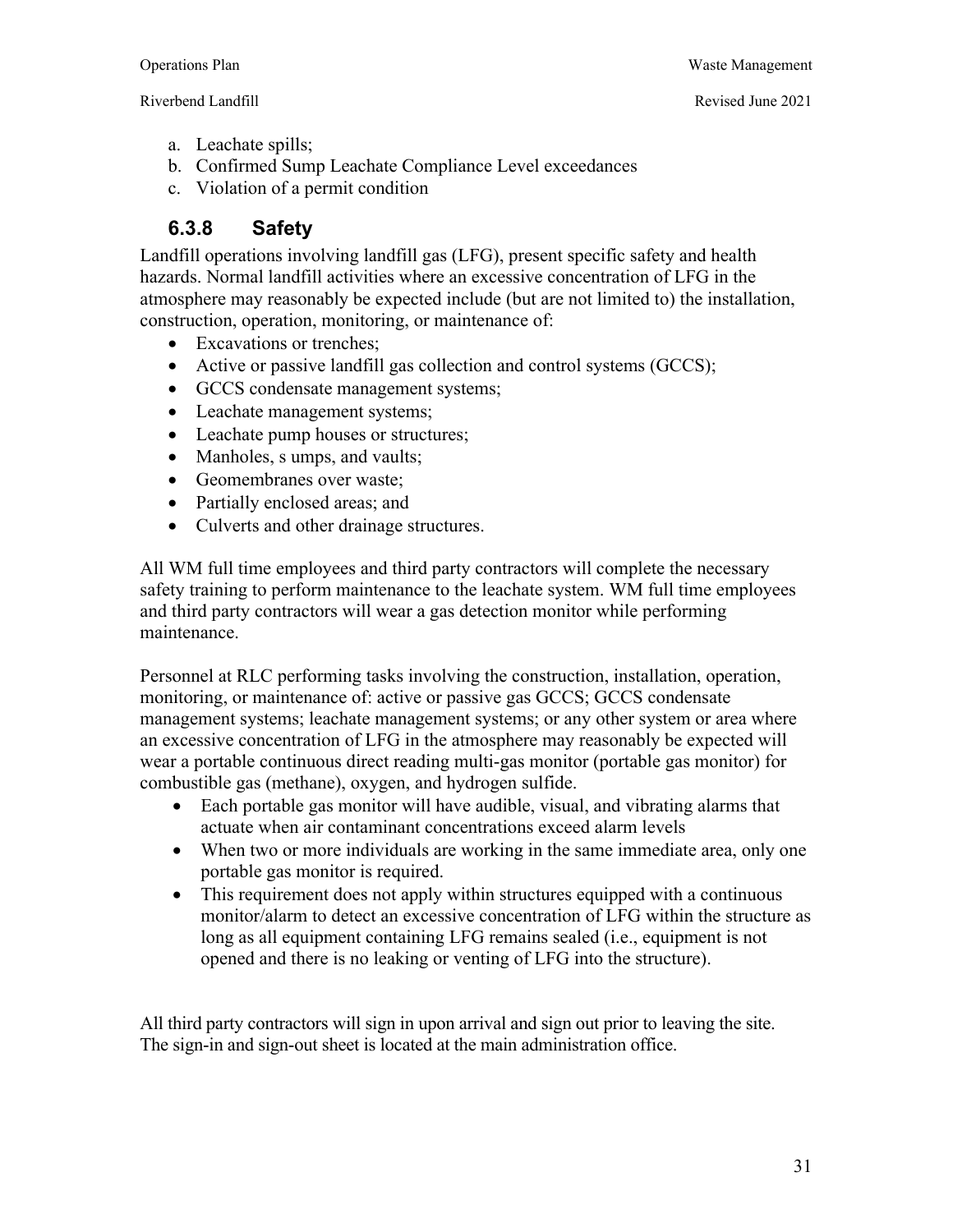a. Leachate spills;
b. Confirmed Sump Leachate Compliance Level exceedances
c. Violation of a permit condition

### 6.3.8 Safety

Landfill operations involving landfill gas (LFG), present specific safety and health hazards. Normal landfill activities where an excessive concentration of LFG in the atmosphere may reasonably be expected include (but are not limited to) the installation, construction, operation, monitoring, or maintenance of:

- Excavations or trenches;
- Active or passive landfill gas collection and control systems (GCCS);
- GCCS condensate management systems;
- Leachate management systems;
- Leachate pump houses or structures;
- Manholes, s umps, and vaults;
- Geomembranes over waste;
- Partially enclosed areas; and
- Culverts and other drainage structures.

All WM full time employees and third party contractors will complete the necessary safety training to perform maintenance to the leachate system. WM full time employees and third party contractors will wear a gas detection monitor while performing maintenance.

Personnel at RLC performing tasks involving the construction, installation, operation, monitoring, or maintenance of: active or passive gas GCCS; GCCS condensate management systems; leachate management systems; or any other system or area where an excessive concentration of LFG in the atmosphere may reasonably be expected will wear a portable continuous direct reading multi-gas monitor (portable gas monitor) for combustible gas (methane), oxygen, and hydrogen sulfide.

- Each portable gas monitor will have audible, visual, and vibrating alarms that actuate when air contaminant concentrations exceed alarm levels
- When two or more individuals are working in the same immediate area, only one portable gas monitor is required.
- This requirement does not apply within structures equipped with a continuous monitor/alarm to detect an excessive concentration of LFG within the structure as long as all equipment containing LFG remains sealed (i.e., equipment is not opened and there is no leaking or venting of LFG into the structure).

All third party contractors will sign in upon arrival and sign out prior to leaving the site. The sign-in and sign-out sheet is located at the main administration office.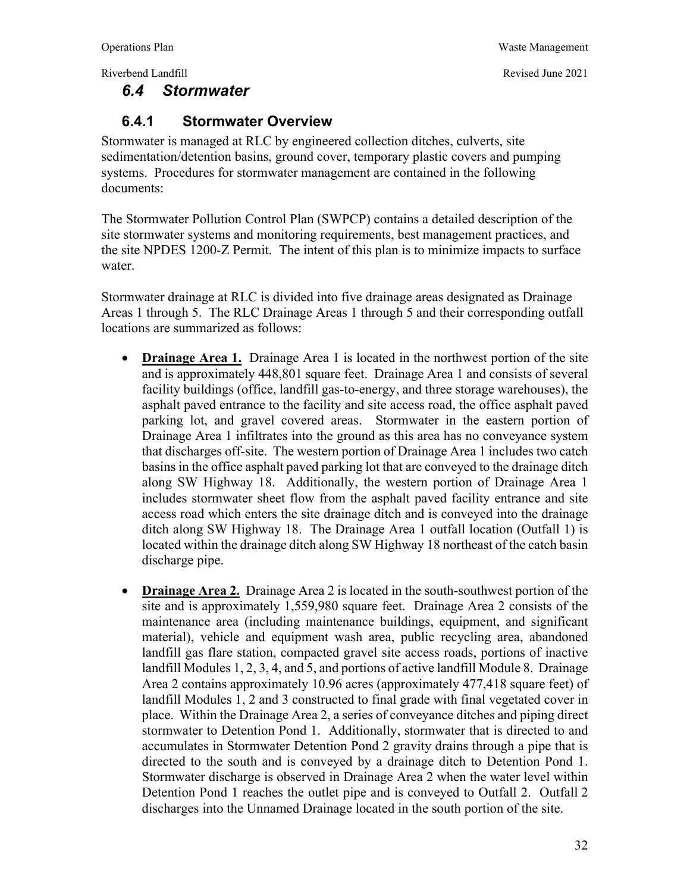## 6.4 Stormwater

### 6.4.1 Stormwater Overview

Stormwater is managed at RLC by engineered collection ditches, culverts, site sedimentation/detention basins, ground cover, temporary plastic covers and pumping systems. Procedures for stormwater management are contained in the following documents:

The Stormwater Pollution Control Plan (SWPCP) contains a detailed description of the site stormwater systems and monitoring requirements, best management practices, and the site NPDES 1200-Z Permit. The intent of this plan is to minimize impacts to surface water.

Stormwater drainage at RLC is divided into five drainage areas designated as Drainage Areas 1 through 5. The RLC Drainage Areas 1 through 5 and their corresponding outfall locations are summarized as follows:

- **Drainage Area 1.** Drainage Area 1 is located in the northwest portion of the site and is approximately 448,801 square feet. Drainage Area 1 and consists of several facility buildings (office, landfill gas-to-energy, and three storage warehouses), the asphalt paved entrance to the facility and site access road, the office asphalt paved parking lot, and gravel covered areas. Stormwater in the eastern portion of Drainage Area 1 infiltrates into the ground as this area has no conveyance system that discharges off-site. The western portion of Drainage Area 1 includes two catch basins in the office asphalt paved parking lot that are conveyed to the drainage ditch along SW Highway 18. Additionally, the western portion of Drainage Area 1 includes stormwater sheet flow from the asphalt paved facility entrance and site access road which enters the site drainage ditch and is conveyed into the drainage ditch along SW Highway 18. The Drainage Area 1 outfall location (Outfall 1) is located within the drainage ditch along SW Highway 18 northeast of the catch basin discharge pipe.

- **Drainage Area 2.** Drainage Area 2 is located in the south-southwest portion of the site and is approximately 1,559,980 square feet. Drainage Area 2 consists of the maintenance area (including maintenance buildings, equipment, and significant material), vehicle and equipment wash area, public recycling area, abandoned landfill gas flare station, compacted gravel site access roads, portions of inactive landfill Modules 1, 2, 3, 4, and 5, and portions of active landfill Module 8. Drainage Area 2 contains approximately 10.96 acres (approximately 477,418 square feet) of landfill Modules 1, 2 and 3 constructed to final grade with final vegetated cover in place. Within the Drainage Area 2, a series of conveyance ditches and piping direct stormwater to Detention Pond 1. Additionally, stormwater that is directed to and accumulates in Stormwater Detention Pond 2 gravity drains through a pipe that is directed to the south and is conveyed by a drainage ditch to Detention Pond 1. Stormwater discharge is observed in Drainage Area 2 when the water level within Detention Pond 1 reaches the outlet pipe and is conveyed to Outfall 2. Outfall 2 discharges into the Unnamed Drainage located in the south portion of the site.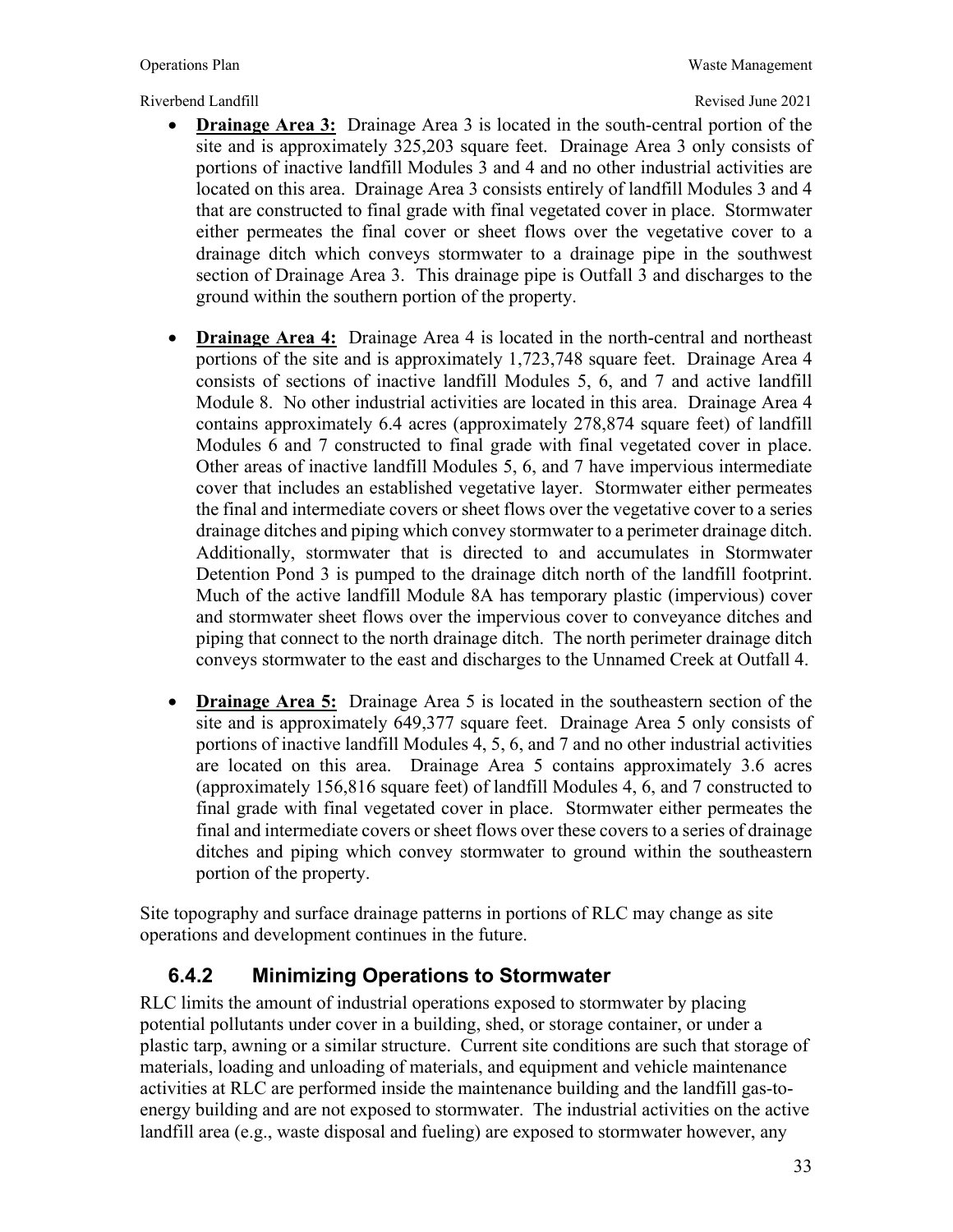- **Drainage Area 3:** Drainage Area 3 is located in the south-central portion of the site and is approximately 325,203 square feet. Drainage Area 3 only consists of portions of inactive landfill Modules 3 and 4 and no other industrial activities are located on this area. Drainage Area 3 consists entirely of landfill Modules 3 and 4 that are constructed to final grade with final vegetated cover in place. Stormwater either permeates the final cover or sheet flows over the vegetative cover to a drainage ditch which conveys stormwater to a drainage pipe in the southwest section of Drainage Area 3. This drainage pipe is Outfall 3 and discharges to the ground within the southern portion of the property.

- **Drainage Area 4:** Drainage Area 4 is located in the north-central and northeast portions of the site and is approximately 1,723,748 square feet. Drainage Area 4 consists of sections of inactive landfill Modules 5, 6, and 7 and active landfill Module 8. No other industrial activities are located in this area. Drainage Area 4 contains approximately 6.4 acres (approximately 278,874 square feet) of landfill Modules 6 and 7 constructed to final grade with final vegetated cover in place. Other areas of inactive landfill Modules 5, 6, and 7 have impervious intermediate cover that includes an established vegetative layer. Stormwater either permeates the final and intermediate covers or sheet flows over the vegetative cover to a series drainage ditches and piping which convey stormwater to a perimeter drainage ditch. Additionally, stormwater that is directed to and accumulates in Stormwater Detention Pond 3 is pumped to the drainage ditch north of the landfill footprint. Much of the active landfill Module 8A has temporary plastic (impervious) cover and stormwater sheet flows over the impervious cover to conveyance ditches and piping that connect to the north drainage ditch. The north perimeter drainage ditch conveys stormwater to the east and discharges to the Unnamed Creek at Outfall 4.

- **Drainage Area 5:** Drainage Area 5 is located in the southeastern section of the site and is approximately 649,377 square feet. Drainage Area 5 only consists of portions of inactive landfill Modules 4, 5, 6, and 7 and no other industrial activities are located on this area. Drainage Area 5 contains approximately 3.6 acres (approximately 156,816 square feet) of landfill Modules 4, 6, and 7 constructed to final grade with final vegetated cover in place. Stormwater either permeates the final and intermediate covers or sheet flows over these covers to a series of drainage ditches and piping which convey stormwater to ground within the southeastern portion of the property.

Site topography and surface drainage patterns in portions of RLC may change as site operations and development continues in the future.

### 6.4.2 Minimizing Operations to Stormwater

RLC limits the amount of industrial operations exposed to stormwater by placing potential pollutants under cover in a building, shed, or storage container, or under a plastic tarp, awning or a similar structure. Current site conditions are such that storage of materials, loading and unloading of materials, and equipment and vehicle maintenance activities at RLC are performed inside the maintenance building and the landfill gas-to-energy building and are not exposed to stormwater. The industrial activities on the active landfill area (e.g., waste disposal and fueling) are exposed to stormwater however, any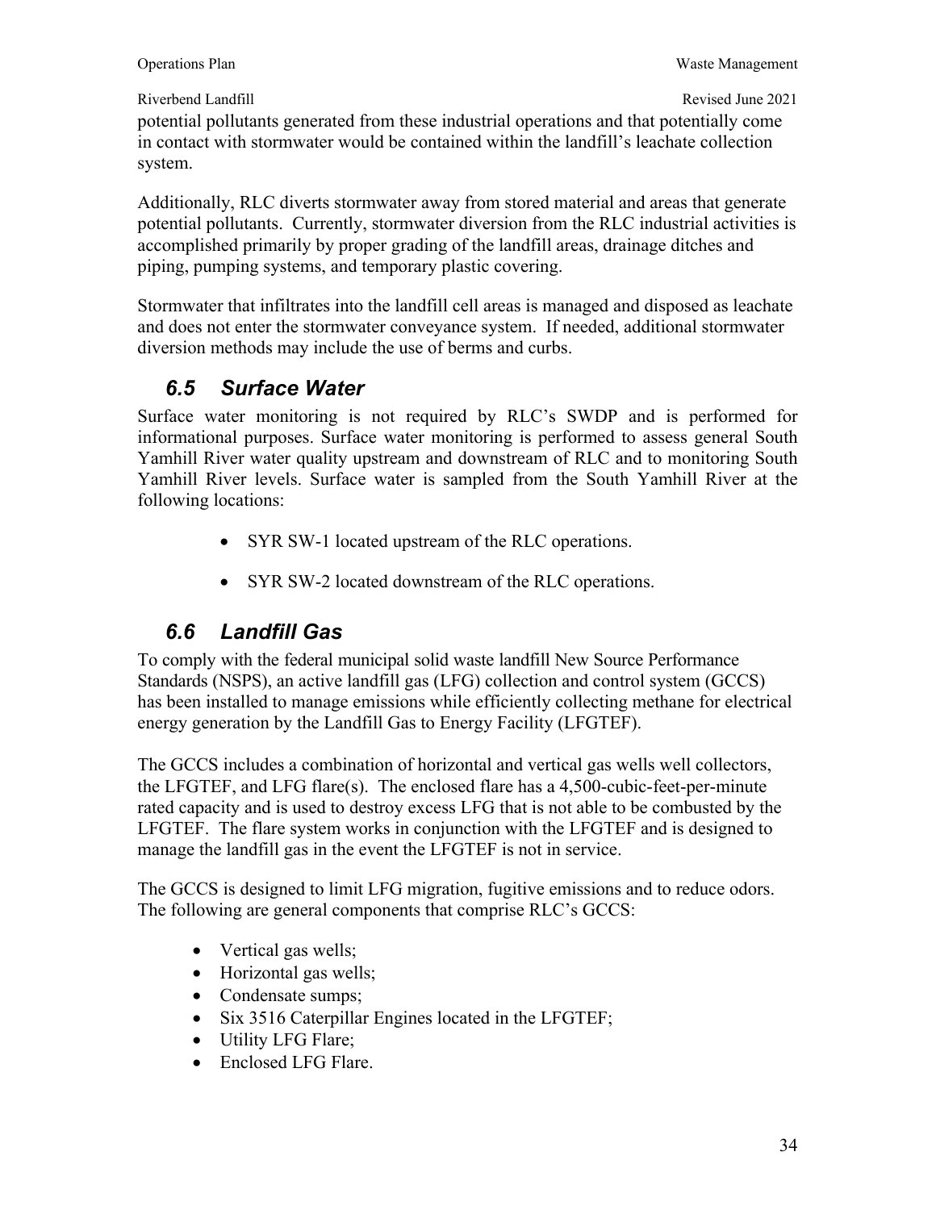potential pollutants generated from these industrial operations and that potentially come in contact with stormwater would be contained within the landfill's leachate collection system.

Additionally, RLC diverts stormwater away from stored material and areas that generate potential pollutants. Currently, stormwater diversion from the RLC industrial activities is accomplished primarily by proper grading of the landfill areas, drainage ditches and piping, pumping systems, and temporary plastic covering.

Stormwater that infiltrates into the landfill cell areas is managed and disposed as leachate and does not enter the stormwater conveyance system. If needed, additional stormwater diversion methods may include the use of berms and curbs.

## *6.5 Surface Water*

Surface water monitoring is not required by RLC's SWDP and is performed for informational purposes. Surface water monitoring is performed to assess general South Yamhill River water quality upstream and downstream of RLC and to monitoring South Yamhill River levels. Surface water is sampled from the South Yamhill River at the following locations:

- SYR SW-1 located upstream of the RLC operations.
- SYR SW-2 located downstream of the RLC operations.

## *6.6 Landfill Gas*

To comply with the federal municipal solid waste landfill New Source Performance Standards (NSPS), an active landfill gas (LFG) collection and control system (GCCS) has been installed to manage emissions while efficiently collecting methane for electrical energy generation by the Landfill Gas to Energy Facility (LFGTEF).

The GCCS includes a combination of horizontal and vertical gas wells well collectors, the LFGTEF, and LFG flare(s). The enclosed flare has a 4,500-cubic-feet-per-minute rated capacity and is used to destroy excess LFG that is not able to be combusted by the LFGTEF. The flare system works in conjunction with the LFGTEF and is designed to manage the landfill gas in the event the LFGTEF is not in service.

The GCCS is designed to limit LFG migration, fugitive emissions and to reduce odors. The following are general components that comprise RLC's GCCS:

- Vertical gas wells;
- Horizontal gas wells;
- Condensate sumps;
- Six 3516 Caterpillar Engines located in the LFGTEF;
- Utility LFG Flare;
- Enclosed LFG Flare.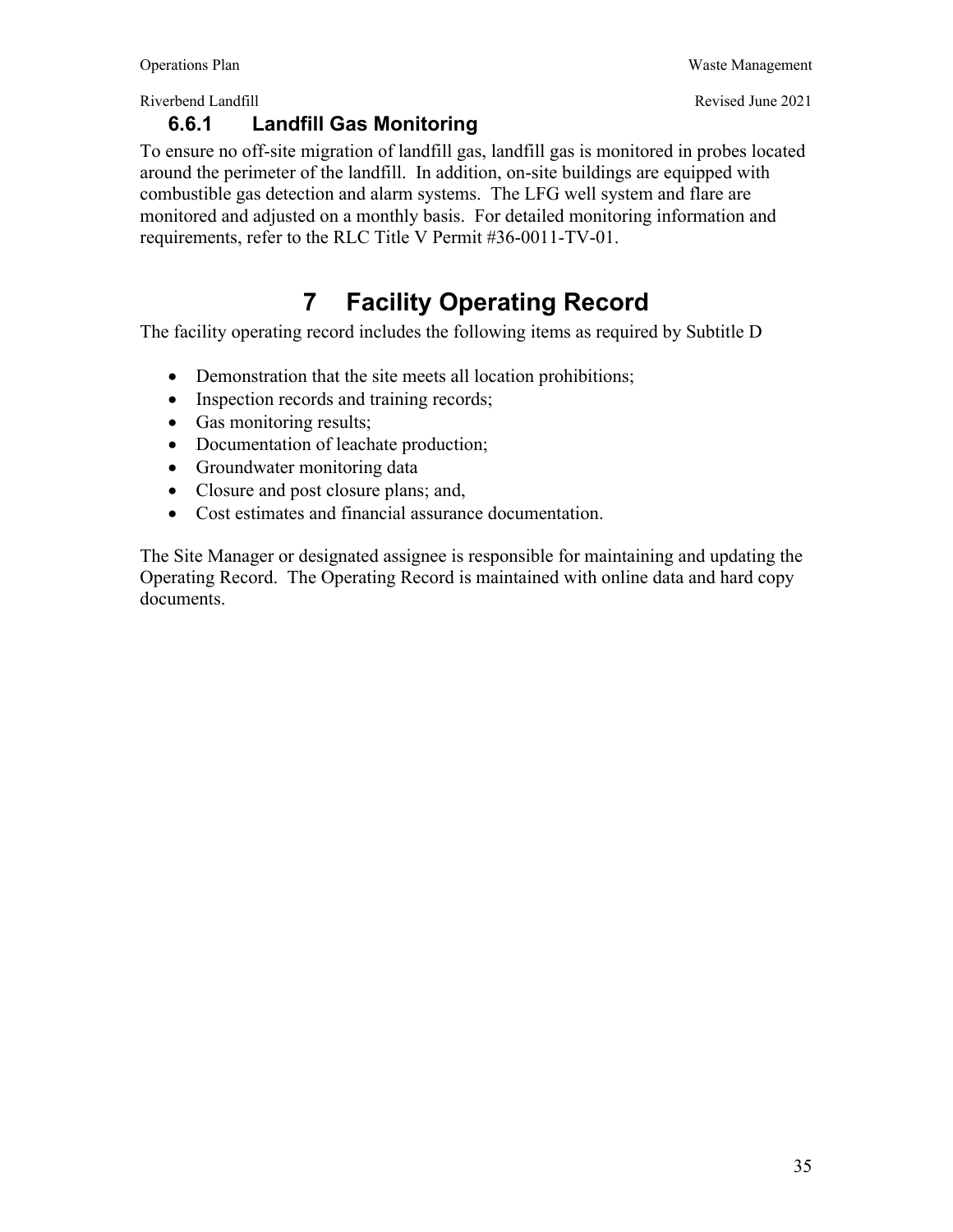### 6.6.1 Landfill Gas Monitoring

To ensure no off-site migration of landfill gas, landfill gas is monitored in probes located around the perimeter of the landfill. In addition, on-site buildings are equipped with combustible gas detection and alarm systems. The LFG well system and flare are monitored and adjusted on a monthly basis. For detailed monitoring information and requirements, refer to the RLC Title V Permit #36-0011-TV-01.

# 7 Facility Operating Record

The facility operating record includes the following items as required by Subtitle D

- Demonstration that the site meets all location prohibitions;
- Inspection records and training records;
- Gas monitoring results;
- Documentation of leachate production;
- Groundwater monitoring data
- Closure and post closure plans; and,
- Cost estimates and financial assurance documentation.

The Site Manager or designated assignee is responsible for maintaining and updating the Operating Record. The Operating Record is maintained with online data and hard copy documents.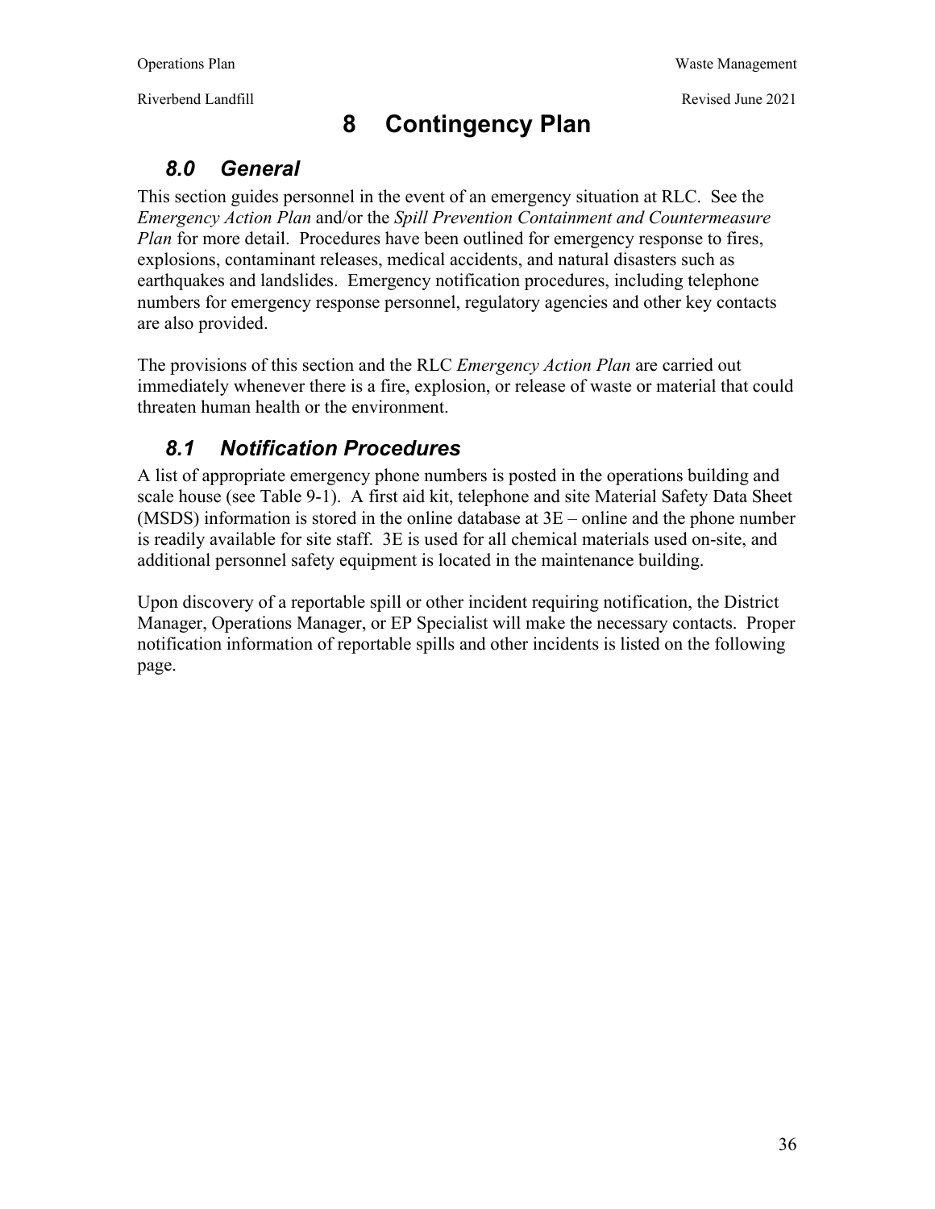# 8 Contingency Plan

## 8.0 General

This section guides personnel in the event of an emergency situation at RLC. See the *Emergency Action Plan* and/or the *Spill Prevention Containment and Countermeasure Plan* for more detail. Procedures have been outlined for emergency response to fires, explosions, contaminant releases, medical accidents, and natural disasters such as earthquakes and landslides. Emergency notification procedures, including telephone numbers for emergency response personnel, regulatory agencies and other key contacts are also provided.

The provisions of this section and the RLC *Emergency Action Plan* are carried out immediately whenever there is a fire, explosion, or release of waste or material that could threaten human health or the environment.

## 8.1 Notification Procedures

A list of appropriate emergency phone numbers is posted in the operations building and scale house (see Table 9-1). A first aid kit, telephone and site Material Safety Data Sheet (MSDS) information is stored in the online database at 3E – online and the phone number is readily available for site staff. 3E is used for all chemical materials used on-site, and additional personnel safety equipment is located in the maintenance building.

Upon discovery of a reportable spill or other incident requiring notification, the District Manager, Operations Manager, or EP Specialist will make the necessary contacts. Proper notification information of reportable spills and other incidents is listed on the following page.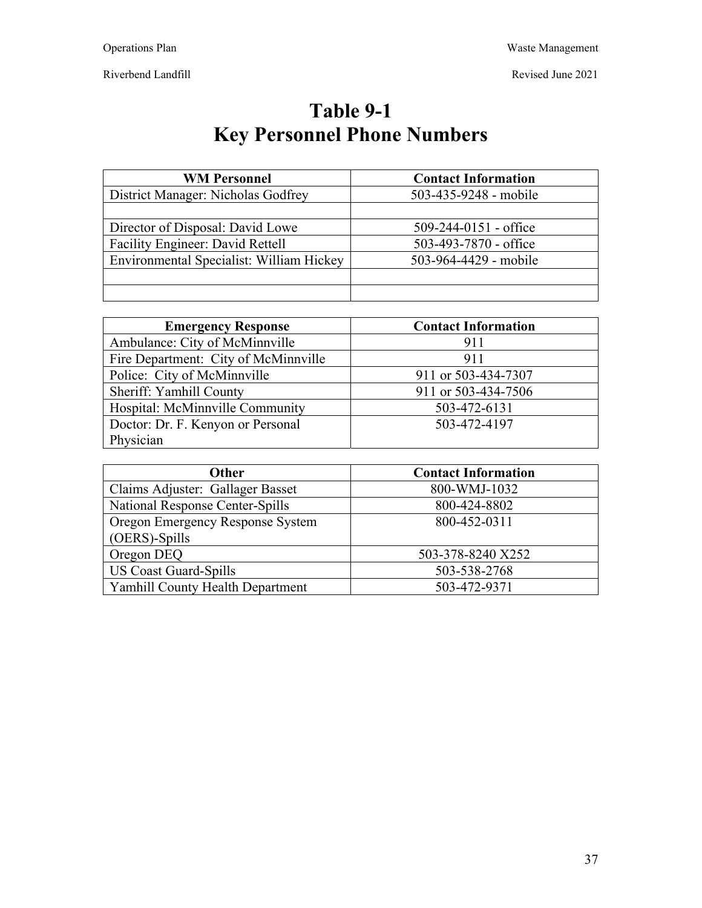# Table 9-1
# Key Personnel Phone Numbers

| WM Personnel | Contact Information |
|---|---|
| District Manager: Nicholas Godfrey | 503-435-9248 - mobile |
| | |
| Director of Disposal: David Lowe | 509-244-0151 - office |
| Facility Engineer: David Rettell | 503-493-7870 - office |
| Environmental Specialist: William Hickey | 503-964-4429 - mobile |
| | |
| | |

| Emergency Response | Contact Information |
|---|---|
| Ambulance: City of McMinnville | 911 |
| Fire Department: City of McMinnville | 911 |
| Police: City of McMinnville | 911 or 503-434-7307 |
| Sheriff: Yamhill County | 911 or 503-434-7506 |
| Hospital: McMinnville Community | 503-472-6131 |
| Doctor: Dr. F. Kenyon or Personal Physician | 503-472-4197 |

| Other | Contact Information |
|---|---|
| Claims Adjuster: Gallager Basset | 800-WMJ-1032 |
| National Response Center-Spills | 800-424-8802 |
| Oregon Emergency Response System (OERS)-Spills | 800-452-0311 |
| Oregon DEQ | 503-378-8240 X252 |
| US Coast Guard-Spills | 503-538-2768 |
| Yamhill County Health Department | 503-472-9371 |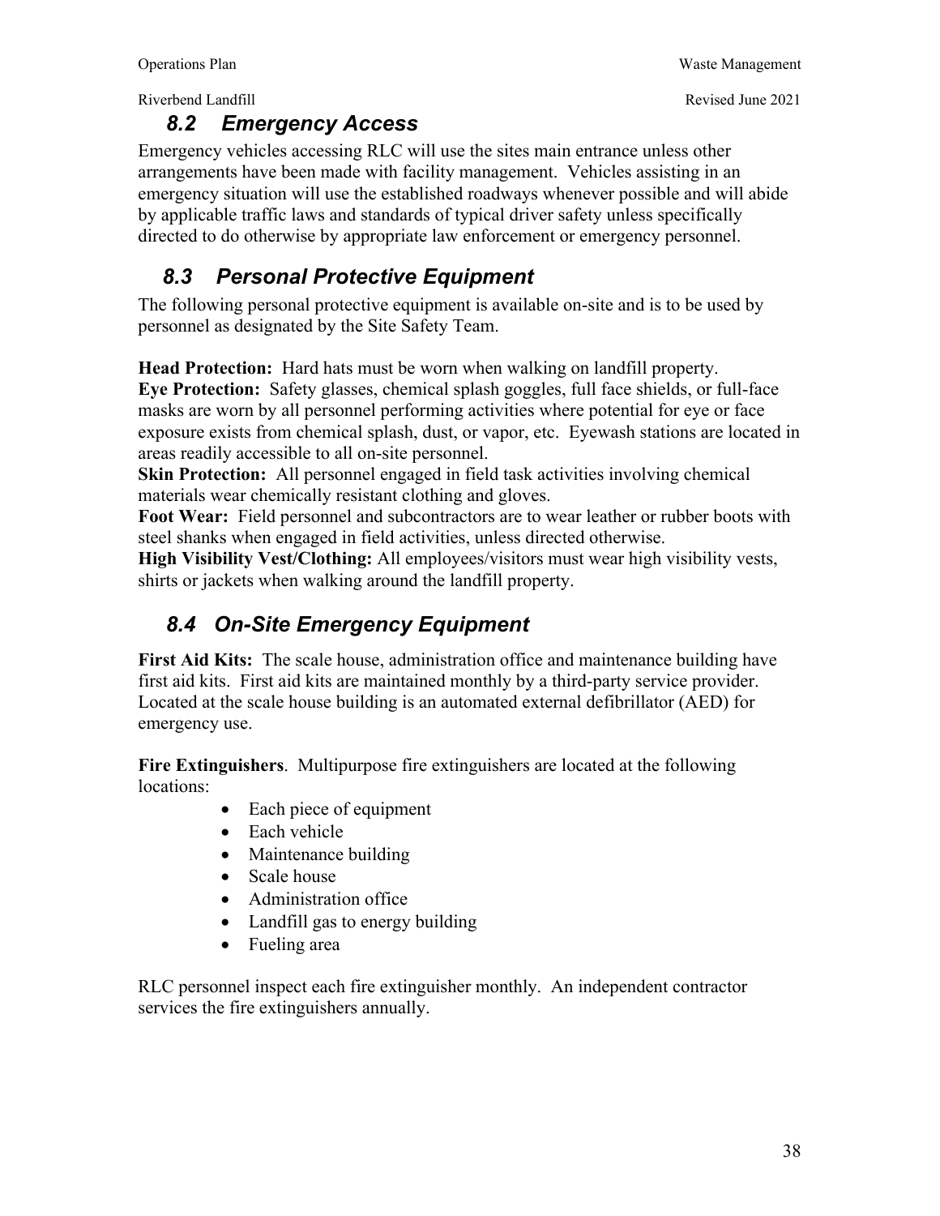## 8.2 Emergency Access

Emergency vehicles accessing RLC will use the sites main entrance unless other arrangements have been made with facility management. Vehicles assisting in an emergency situation will use the established roadways whenever possible and will abide by applicable traffic laws and standards of typical driver safety unless specifically directed to do otherwise by appropriate law enforcement or emergency personnel.

## 8.3 Personal Protective Equipment

The following personal protective equipment is available on-site and is to be used by personnel as designated by the Site Safety Team.

**Head Protection:** Hard hats must be worn when walking on landfill property.
**Eye Protection:** Safety glasses, chemical splash goggles, full face shields, or full-face masks are worn by all personnel performing activities where potential for eye or face exposure exists from chemical splash, dust, or vapor, etc. Eyewash stations are located in areas readily accessible to all on-site personnel.
**Skin Protection:** All personnel engaged in field task activities involving chemical materials wear chemically resistant clothing and gloves.
**Foot Wear:** Field personnel and subcontractors are to wear leather or rubber boots with steel shanks when engaged in field activities, unless directed otherwise.
**High Visibility Vest/Clothing:** All employees/visitors must wear high visibility vests, shirts or jackets when walking around the landfill property.

## 8.4 On-Site Emergency Equipment

**First Aid Kits:** The scale house, administration office and maintenance building have first aid kits. First aid kits are maintained monthly by a third-party service provider. Located at the scale house building is an automated external defibrillator (AED) for emergency use.

**Fire Extinguishers**. Multipurpose fire extinguishers are located at the following locations:

- Each piece of equipment
- Each vehicle
- Maintenance building
- Scale house
- Administration office
- Landfill gas to energy building
- Fueling area

RLC personnel inspect each fire extinguisher monthly. An independent contractor services the fire extinguishers annually.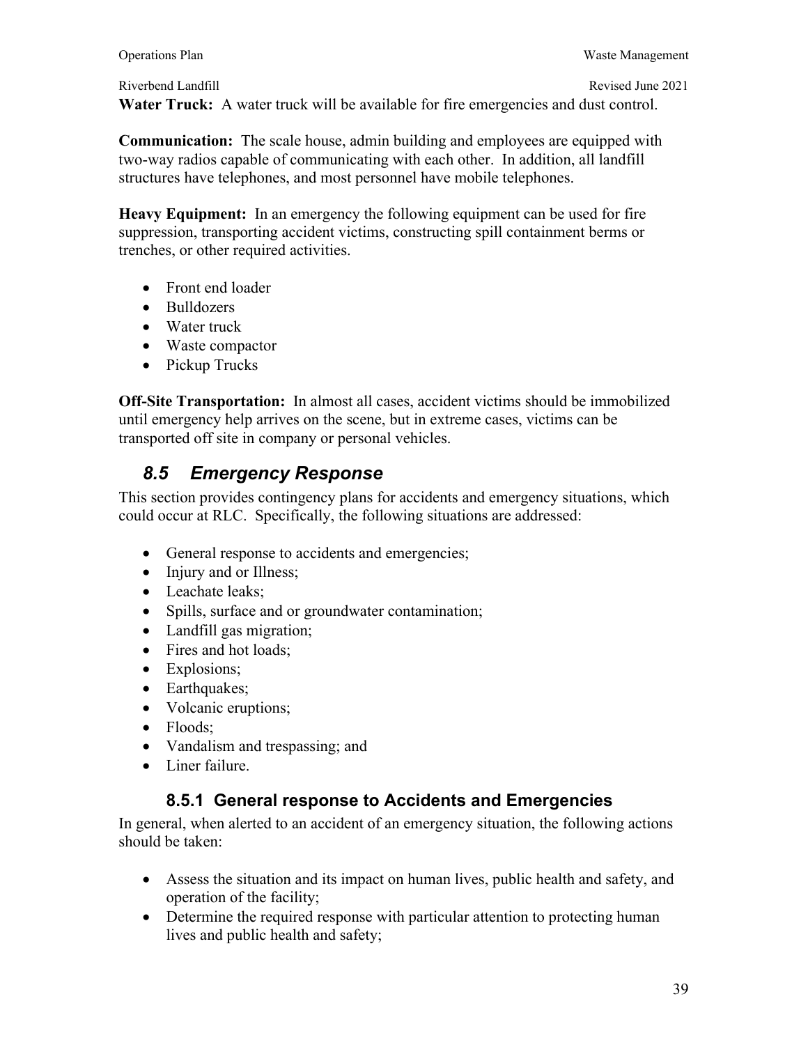**Water Truck:** A water truck will be available for fire emergencies and dust control.

**Communication:** The scale house, admin building and employees are equipped with two-way radios capable of communicating with each other. In addition, all landfill structures have telephones, and most personnel have mobile telephones.

**Heavy Equipment:** In an emergency the following equipment can be used for fire suppression, transporting accident victims, constructing spill containment berms or trenches, or other required activities.

- Front end loader
- Bulldozers
- Water truck
- Waste compactor
- Pickup Trucks

**Off-Site Transportation:** In almost all cases, accident victims should be immobilized until emergency help arrives on the scene, but in extreme cases, victims can be transported off site in company or personal vehicles.

## *8.5 Emergency Response*

This section provides contingency plans for accidents and emergency situations, which could occur at RLC. Specifically, the following situations are addressed:

- General response to accidents and emergencies;
- Injury and or Illness;
- Leachate leaks;
- Spills, surface and or groundwater contamination;
- Landfill gas migration;
- Fires and hot loads;
- Explosions;
- Earthquakes;
- Volcanic eruptions;
- Floods;
- Vandalism and trespassing; and
- Liner failure.

### 8.5.1 General response to Accidents and Emergencies

In general, when alerted to an accident of an emergency situation, the following actions should be taken:

- Assess the situation and its impact on human lives, public health and safety, and operation of the facility;
- Determine the required response with particular attention to protecting human lives and public health and safety;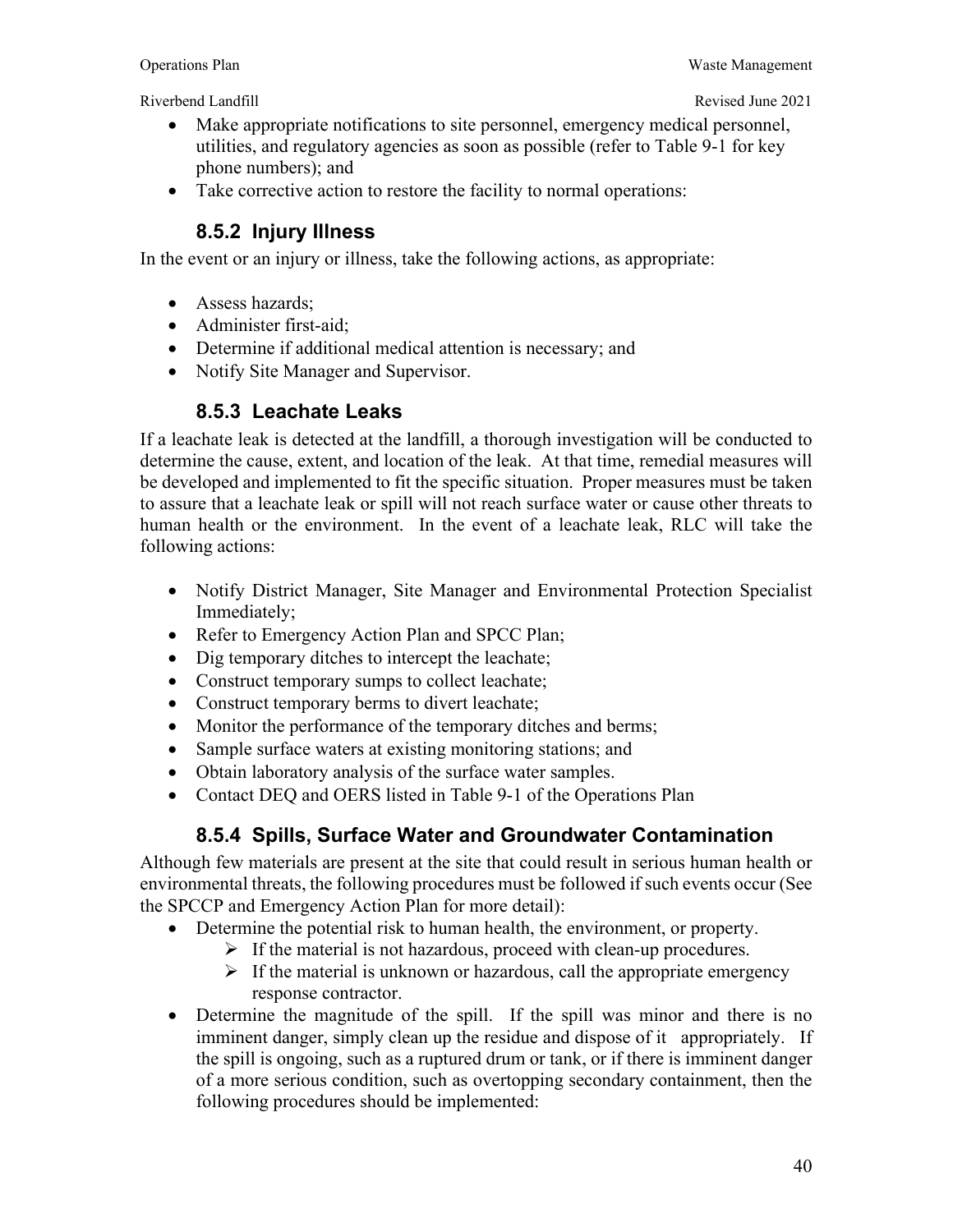- Make appropriate notifications to site personnel, emergency medical personnel, utilities, and regulatory agencies as soon as possible (refer to Table 9-1 for key phone numbers); and
- Take corrective action to restore the facility to normal operations:

### 8.5.2 Injury Illness

In the event or an injury or illness, take the following actions, as appropriate:

- Assess hazards;
- Administer first-aid;
- Determine if additional medical attention is necessary; and
- Notify Site Manager and Supervisor.

### 8.5.3 Leachate Leaks

If a leachate leak is detected at the landfill, a thorough investigation will be conducted to determine the cause, extent, and location of the leak. At that time, remedial measures will be developed and implemented to fit the specific situation. Proper measures must be taken to assure that a leachate leak or spill will not reach surface water or cause other threats to human health or the environment. In the event of a leachate leak, RLC will take the following actions:

- Notify District Manager, Site Manager and Environmental Protection Specialist Immediately;
- Refer to Emergency Action Plan and SPCC Plan;
- Dig temporary ditches to intercept the leachate;
- Construct temporary sumps to collect leachate;
- Construct temporary berms to divert leachate;
- Monitor the performance of the temporary ditches and berms;
- Sample surface waters at existing monitoring stations; and
- Obtain laboratory analysis of the surface water samples.
- Contact DEQ and OERS listed in Table 9-1 of the Operations Plan

### 8.5.4 Spills, Surface Water and Groundwater Contamination

Although few materials are present at the site that could result in serious human health or environmental threats, the following procedures must be followed if such events occur (See the SPCCP and Emergency Action Plan for more detail):

- Determine the potential risk to human health, the environment, or property.
  - If the material is not hazardous, proceed with clean-up procedures.
  - If the material is unknown or hazardous, call the appropriate emergency response contractor.
- Determine the magnitude of the spill. If the spill was minor and there is no imminent danger, simply clean up the residue and dispose of it appropriately. If the spill is ongoing, such as a ruptured drum or tank, or if there is imminent danger of a more serious condition, such as overtopping secondary containment, then the following procedures should be implemented: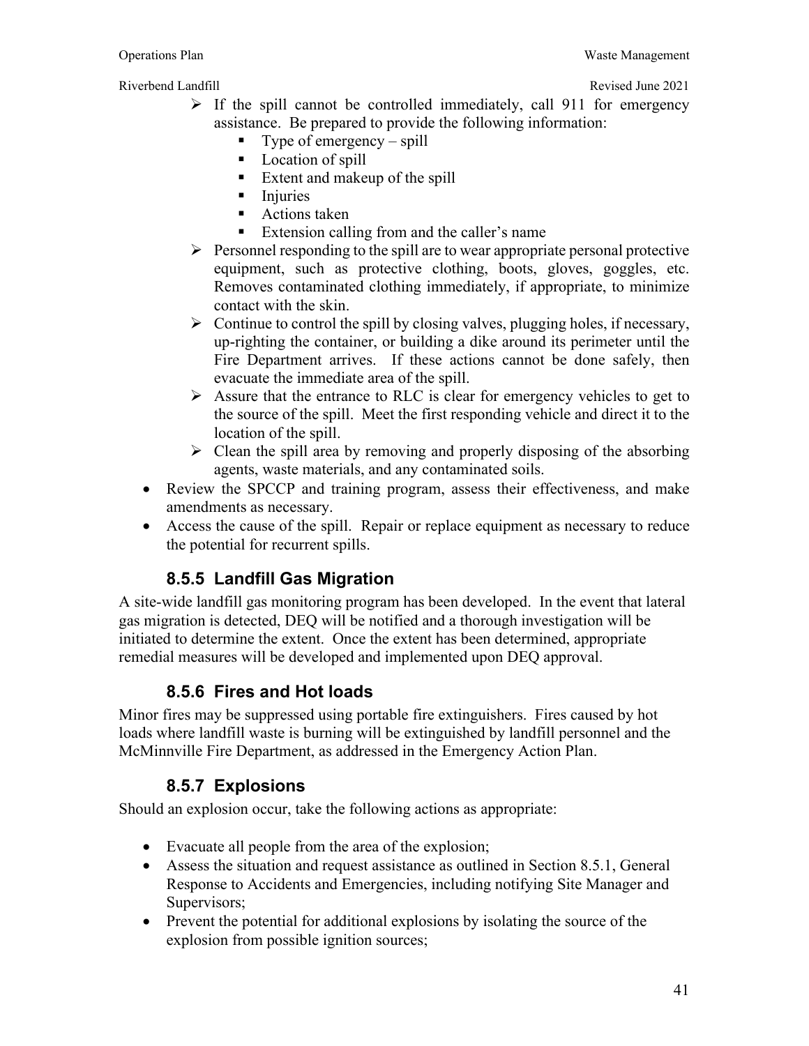- If the spill cannot be controlled immediately, call 911 for emergency assistance. Be prepared to provide the following information:
    - Type of emergency – spill
    - Location of spill
    - Extent and makeup of the spill
    - Injuries
    - Actions taken
    - Extension calling from and the caller's name
- Personnel responding to the spill are to wear appropriate personal protective equipment, such as protective clothing, boots, gloves, goggles, etc. Removes contaminated clothing immediately, if appropriate, to minimize contact with the skin.
- Continue to control the spill by closing valves, plugging holes, if necessary, up-righting the container, or building a dike around its perimeter until the Fire Department arrives. If these actions cannot be done safely, then evacuate the immediate area of the spill.
- Assure that the entrance to RLC is clear for emergency vehicles to get to the source of the spill. Meet the first responding vehicle and direct it to the location of the spill.
- Clean the spill area by removing and properly disposing of the absorbing agents, waste materials, and any contaminated soils.

- Review the SPCCP and training program, assess their effectiveness, and make amendments as necessary.
- Access the cause of the spill. Repair or replace equipment as necessary to reduce the potential for recurrent spills.

### 8.5.5 Landfill Gas Migration

A site-wide landfill gas monitoring program has been developed. In the event that lateral gas migration is detected, DEQ will be notified and a thorough investigation will be initiated to determine the extent. Once the extent has been determined, appropriate remedial measures will be developed and implemented upon DEQ approval.

### 8.5.6 Fires and Hot loads

Minor fires may be suppressed using portable fire extinguishers. Fires caused by hot loads where landfill waste is burning will be extinguished by landfill personnel and the McMinnville Fire Department, as addressed in the Emergency Action Plan.

### 8.5.7 Explosions

Should an explosion occur, take the following actions as appropriate:

- Evacuate all people from the area of the explosion;
- Assess the situation and request assistance as outlined in Section 8.5.1, General Response to Accidents and Emergencies, including notifying Site Manager and Supervisors;
- Prevent the potential for additional explosions by isolating the source of the explosion from possible ignition sources;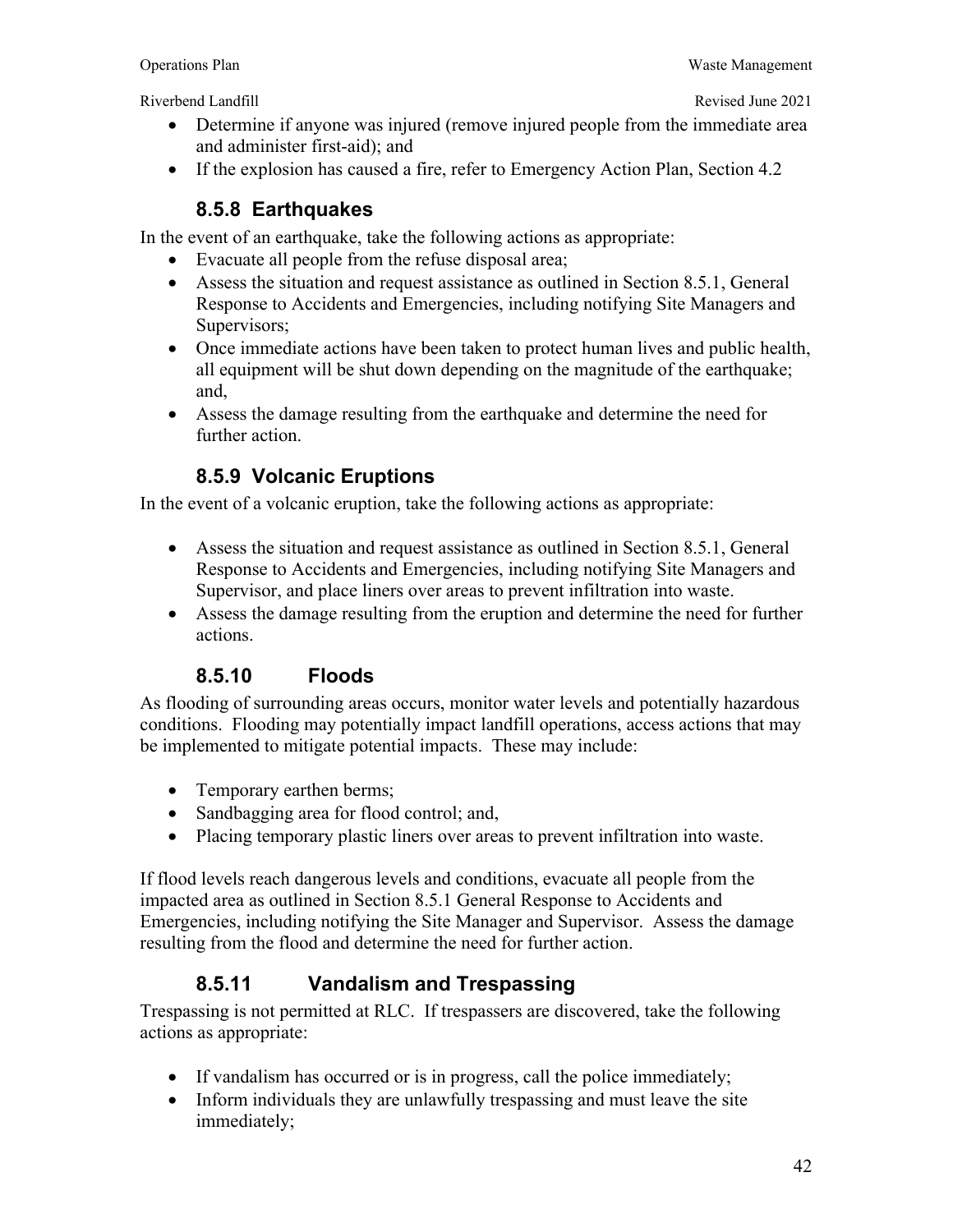- Determine if anyone was injured (remove injured people from the immediate area and administer first-aid); and
- If the explosion has caused a fire, refer to Emergency Action Plan, Section 4.2

### 8.5.8 Earthquakes

In the event of an earthquake, take the following actions as appropriate:

- Evacuate all people from the refuse disposal area;
- Assess the situation and request assistance as outlined in Section 8.5.1, General Response to Accidents and Emergencies, including notifying Site Managers and Supervisors;
- Once immediate actions have been taken to protect human lives and public health, all equipment will be shut down depending on the magnitude of the earthquake; and,
- Assess the damage resulting from the earthquake and determine the need for further action.

### 8.5.9 Volcanic Eruptions

In the event of a volcanic eruption, take the following actions as appropriate:

- Assess the situation and request assistance as outlined in Section 8.5.1, General Response to Accidents and Emergencies, including notifying Site Managers and Supervisor, and place liners over areas to prevent infiltration into waste.
- Assess the damage resulting from the eruption and determine the need for further actions.

### 8.5.10 Floods

As flooding of surrounding areas occurs, monitor water levels and potentially hazardous conditions. Flooding may potentially impact landfill operations, access actions that may be implemented to mitigate potential impacts. These may include:

- Temporary earthen berms;
- Sandbagging area for flood control; and,
- Placing temporary plastic liners over areas to prevent infiltration into waste.

If flood levels reach dangerous levels and conditions, evacuate all people from the impacted area as outlined in Section 8.5.1 General Response to Accidents and Emergencies, including notifying the Site Manager and Supervisor. Assess the damage resulting from the flood and determine the need for further action.

### 8.5.11 Vandalism and Trespassing

Trespassing is not permitted at RLC. If trespassers are discovered, take the following actions as appropriate:

- If vandalism has occurred or is in progress, call the police immediately;
- Inform individuals they are unlawfully trespassing and must leave the site immediately;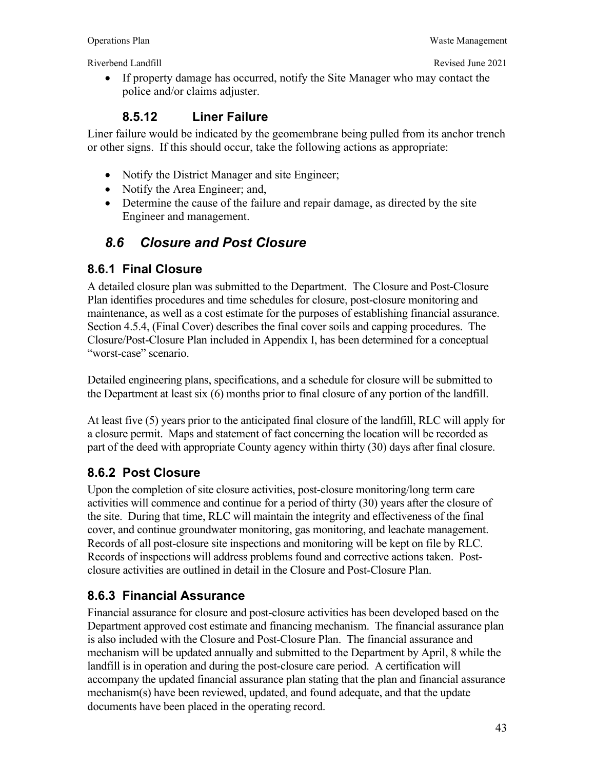- If property damage has occurred, notify the Site Manager who may contact the police and/or claims adjuster.

#### 8.5.12 Liner Failure

Liner failure would be indicated by the geomembrane being pulled from its anchor trench or other signs. If this should occur, take the following actions as appropriate:

- Notify the District Manager and site Engineer;
- Notify the Area Engineer; and,
- Determine the cause of the failure and repair damage, as directed by the site Engineer and management.

## *8.6 Closure and Post Closure*

### 8.6.1 Final Closure

A detailed closure plan was submitted to the Department. The Closure and Post-Closure Plan identifies procedures and time schedules for closure, post-closure monitoring and maintenance, as well as a cost estimate for the purposes of establishing financial assurance. Section 4.5.4, (Final Cover) describes the final cover soils and capping procedures. The Closure/Post-Closure Plan included in Appendix I, has been determined for a conceptual "worst-case" scenario.

Detailed engineering plans, specifications, and a schedule for closure will be submitted to the Department at least six (6) months prior to final closure of any portion of the landfill.

At least five (5) years prior to the anticipated final closure of the landfill, RLC will apply for a closure permit. Maps and statement of fact concerning the location will be recorded as part of the deed with appropriate County agency within thirty (30) days after final closure.

### 8.6.2 Post Closure

Upon the completion of site closure activities, post-closure monitoring/long term care activities will commence and continue for a period of thirty (30) years after the closure of the site. During that time, RLC will maintain the integrity and effectiveness of the final cover, and continue groundwater monitoring, gas monitoring, and leachate management. Records of all post-closure site inspections and monitoring will be kept on file by RLC. Records of inspections will address problems found and corrective actions taken. Post-closure activities are outlined in detail in the Closure and Post-Closure Plan.

### 8.6.3 Financial Assurance

Financial assurance for closure and post-closure activities has been developed based on the Department approved cost estimate and financing mechanism. The financial assurance plan is also included with the Closure and Post-Closure Plan. The financial assurance and mechanism will be updated annually and submitted to the Department by April, 8 while the landfill is in operation and during the post-closure care period. A certification will accompany the updated financial assurance plan stating that the plan and financial assurance mechanism(s) have been reviewed, updated, and found adequate, and that the update documents have been placed in the operating record.